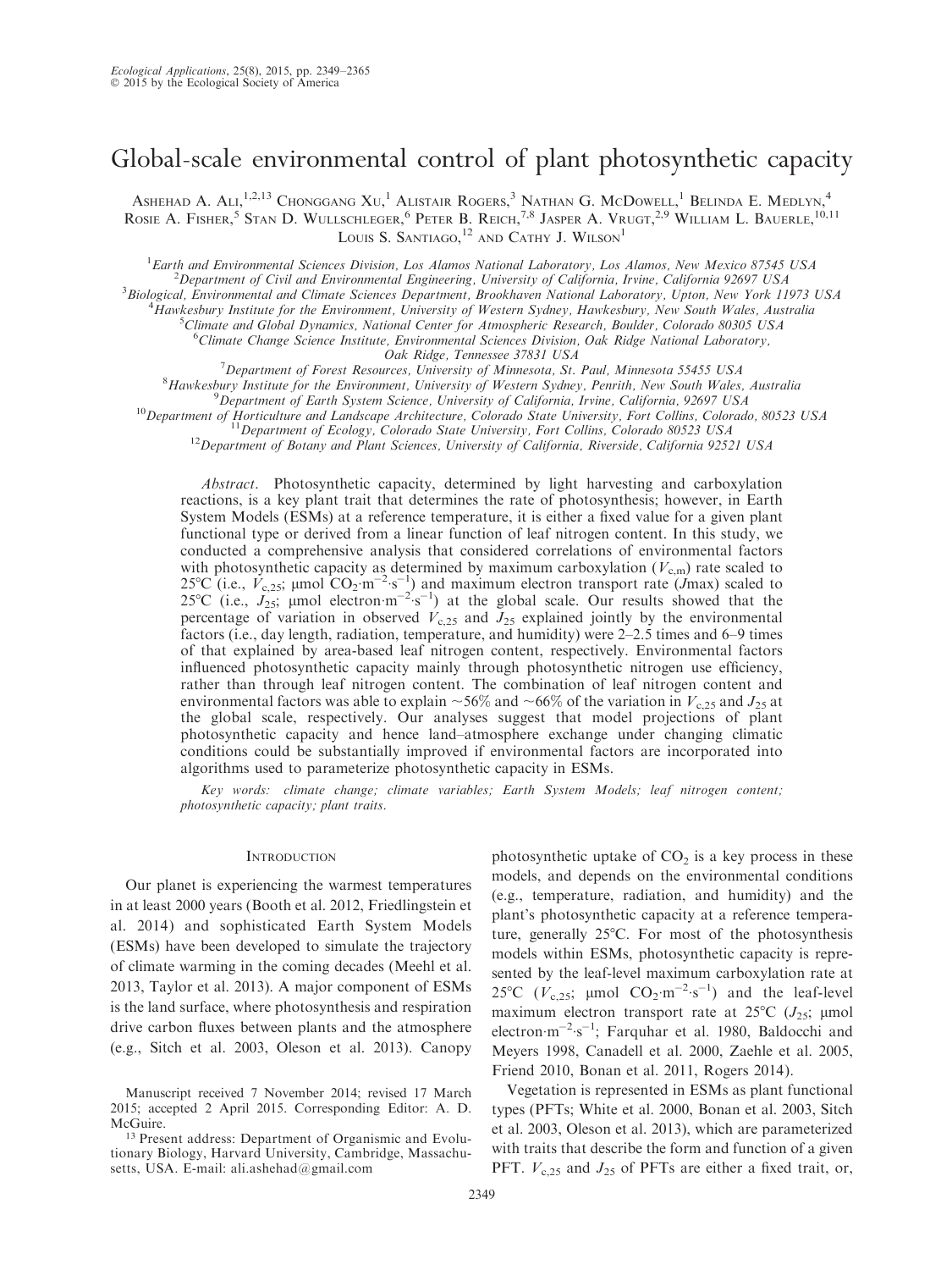# Global-scale environmental control of plant photosynthetic capacity

Ashehad A. Ali,[1,2,13] Chonggang Xu,[1] Alistair Rogers,[3] Nathan G. McDowell,[1] Belinda E. Medlyn,[4] Rosie A. Fisher,[5] Stan D. Wullschleger,[6] Peter B. Reich,[7,8] Jasper A. Vrugt,[2,9] William L. Bauerle,[10,11] Louis S. Santiago,[12] and Cathy J. Wilson[1]

[1]Earth and Environmental Sciences Division, Los Alamos National Laboratory, Los Alamos, New Mexico 87545 USA
[2]Department of Civil and Environmental Engineering, University of California, Irvine, California 92697 USA
[3]Biological, Environmental and Climate Sciences Department, Brookhaven National Laboratory, Upton, New York 11973 USA
[4]Hawkesbury Institute for the Environment, University of Western Sydney, Hawkesbury, New South Wales, Australia
[5]Climate and Global Dynamics, National Center for Atmospheric Research, Boulder, Colorado 80305 USA
[6]Climate Change Science Institute, Environmental Sciences Division, Oak Ridge National Laboratory, Oak Ridge, Tennessee 37831 USA
[7]Department of Forest Resources, University of Minnesota, St. Paul, Minnesota 55455 USA
[8]Hawkesbury Institute for the Environment, University of Western Sydney, Penrith, New South Wales, Australia
[9]Department of Earth System Science, University of California, Irvine, California, 92697 USA
[10]Department of Horticulture and Landscape Architecture, Colorado State University, Fort Collins, Colorado, 80523 USA
[11]Department of Ecology, Colorado State University, Fort Collins, Colorado 80523 USA
[12]Department of Botany and Plant Sciences, University of California, Riverside, California 92521 USA

*Abstract*. Photosynthetic capacity, determined by light harvesting and carboxylation reactions, is a key plant trait that determines the rate of photosynthesis; however, in Earth System Models (ESMs) at a reference temperature, it is either a fixed value for a given plant functional type or derived from a linear function of leaf nitrogen content. In this study, we conducted a comprehensive analysis that considered correlations of environmental factors with photosynthetic capacity as determined by maximum carboxylation ($V_{c,m}$) rate scaled to 25°C (i.e., $V_{c,25}$; μmol $CO_2 \cdot m^{-2} \cdot s^{-1}$) and maximum electron transport rate ($J$max) scaled to 25°C (i.e., $J_{25}$; μmol electron$\cdot m^{-2} \cdot s^{-1}$) at the global scale. Our results showed that the percentage of variation in observed $V_{c,25}$ and $J_{25}$ explained jointly by the environmental factors (i.e., day length, radiation, temperature, and humidity) were 2–2.5 times and 6–9 times of that explained by area-based leaf nitrogen content, respectively. Environmental factors influenced photosynthetic capacity mainly through photosynthetic nitrogen use efficiency, rather than through leaf nitrogen content. The combination of leaf nitrogen content and environmental factors was able to explain ~56% and ~66% of the variation in $V_{c,25}$ and $J_{25}$ at the global scale, respectively. Our analyses suggest that model projections of plant photosynthetic capacity and hence land–atmosphere exchange under changing climatic conditions could be substantially improved if environmental factors are incorporated into algorithms used to parameterize photosynthetic capacity in ESMs.

*Key words: climate change; climate variables; Earth System Models; leaf nitrogen content; photosynthetic capacity; plant traits.*

## Introduction

Our planet is experiencing the warmest temperatures in at least 2000 years (Booth et al. 2012, Friedlingstein et al. 2014) and sophisticated Earth System Models (ESMs) have been developed to simulate the trajectory of climate warming in the coming decades (Meehl et al. 2013, Taylor et al. 2013). A major component of ESMs is the land surface, where photosynthesis and respiration drive carbon fluxes between plants and the atmosphere (e.g., Sitch et al. 2003, Oleson et al. 2013). Canopy photosynthetic uptake of $CO_2$ is a key process in these models, and depends on the environmental conditions (e.g., temperature, radiation, and humidity) and the plant's photosynthetic capacity at a reference temperature, generally 25°C. For most of the photosynthesis models within ESMs, photosynthetic capacity is represented by the leaf-level maximum carboxylation rate at 25°C ($V_{c,25}$; μmol $CO_2 \cdot m^{-2} \cdot s^{-1}$) and the leaf-level maximum electron transport rate at 25°C ($J_{25}$; μmol electron$\cdot m^{-2} \cdot s^{-1}$; Farquhar et al. 1980, Baldocchi and Meyers 1998, Canadell et al. 2000, Zaehle et al. 2005, Friend 2010, Bonan et al. 2011, Rogers 2014).

Vegetation is represented in ESMs as plant functional types (PFTs; White et al. 2000, Bonan et al. 2003, Sitch et al. 2003, Oleson et al. 2013), which are parameterized with traits that describe the form and function of a given PFT. $V_{c,25}$ and $J_{25}$ of PFTs are either a fixed trait, or,

Manuscript received 7 November 2014; revised 17 March 2015; accepted 2 April 2015. Corresponding Editor: A. D. McGuire.

[13] Present address: Department of Organismic and Evolutionary Biology, Harvard University, Cambridge, Massachusetts, USA. E-mail: ali.ashehad@gmail.com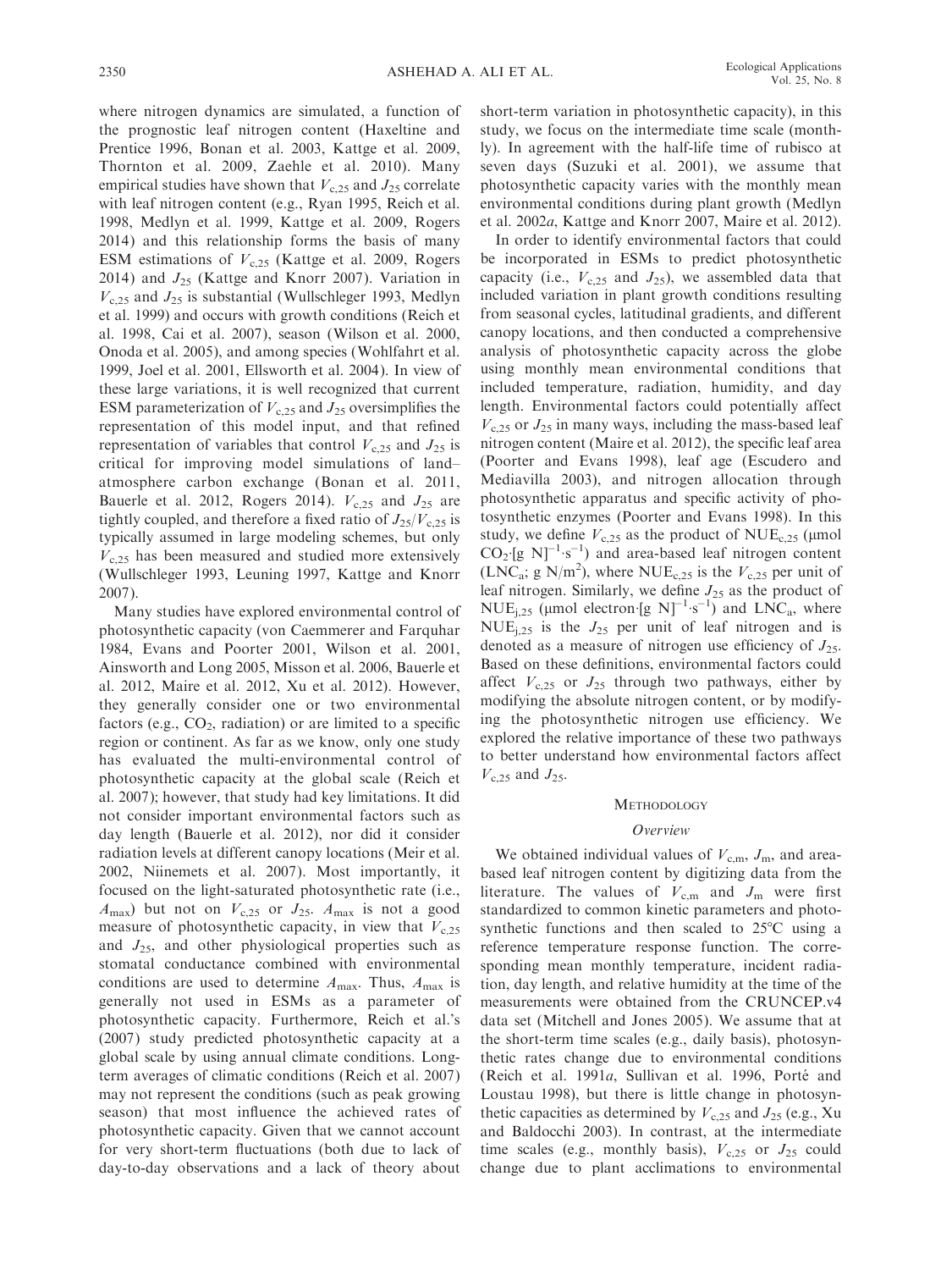where nitrogen dynamics are simulated, a function of the prognostic leaf nitrogen content (Haxeltine and Prentice 1996, Bonan et al. 2003, Kattge et al. 2009, Thornton et al. 2009, Zaehle et al. 2010). Many empirical studies have shown that $V_{c,25}$ and $J_{25}$ correlate with leaf nitrogen content (e.g., Ryan 1995, Reich et al. 1998, Medlyn et al. 1999, Kattge et al. 2009, Rogers 2014) and this relationship forms the basis of many ESM estimations of $V_{c,25}$ (Kattge et al. 2009, Rogers 2014) and $J_{25}$ (Kattge and Knorr 2007). Variation in $V_{c,25}$ and $J_{25}$ is substantial (Wullschleger 1993, Medlyn et al. 1999) and occurs with growth conditions (Reich et al. 1998, Cai et al. 2007), season (Wilson et al. 2000, Onoda et al. 2005), and among species (Wohlfahrt et al. 1999, Joel et al. 2001, Ellsworth et al. 2004). In view of these large variations, it is well recognized that current ESM parameterization of $V_{c,25}$ and $J_{25}$ oversimplifies the representation of this model input, and that refined representation of variables that control $V_{c,25}$ and $J_{25}$ is critical for improving model simulations of land–atmosphere carbon exchange (Bonan et al. 2011, Bauerle et al. 2012, Rogers 2014). $V_{c,25}$ and $J_{25}$ are tightly coupled, and therefore a fixed ratio of $J_{25}/V_{c,25}$ is typically assumed in large modeling schemes, but only $V_{c,25}$ has been measured and studied more extensively (Wullschleger 1993, Leuning 1997, Kattge and Knorr 2007).

Many studies have explored environmental control of photosynthetic capacity (von Caemmerer and Farquhar 1984, Evans and Poorter 2001, Wilson et al. 2001, Ainsworth and Long 2005, Misson et al. 2006, Bauerle et al. 2012, Maire et al. 2012, Xu et al. 2012). However, they generally consider one or two environmental factors (e.g., $CO_2$, radiation) or are limited to a specific region or continent. As far as we know, only one study has evaluated the multi-environmental control of photosynthetic capacity at the global scale (Reich et al. 2007); however, that study had key limitations. It did not consider important environmental factors such as day length (Bauerle et al. 2012), nor did it consider radiation levels at different canopy locations (Meir et al. 2002, Niinemets et al. 2007). Most importantly, it focused on the light-saturated photosynthetic rate (i.e., $A_{max}$) but not on $V_{c,25}$ or $J_{25}$. $A_{max}$ is not a good measure of photosynthetic capacity, in view that $V_{c,25}$ and $J_{25}$, and other physiological properties such as stomatal conductance combined with environmental conditions are used to determine $A_{max}$. Thus, $A_{max}$ is generally not used in ESMs as a parameter of photosynthetic capacity. Furthermore, Reich et al.'s (2007) study predicted photosynthetic capacity at a global scale by using annual climate conditions. Long-term averages of climatic conditions (Reich et al. 2007) may not represent the conditions (such as peak growing season) that most influence the achieved rates of photosynthetic capacity. Given that we cannot account for very short-term fluctuations (both due to lack of day-to-day observations and a lack of theory about short-term variation in photosynthetic capacity), in this study, we focus on the intermediate time scale (monthly). In agreement with the half-life time of rubisco at seven days (Suzuki et al. 2001), we assume that photosynthetic capacity varies with the monthly mean environmental conditions during plant growth (Medlyn et al. 2002*a*, Kattge and Knorr 2007, Maire et al. 2012).

In order to identify environmental factors that could be incorporated in ESMs to predict photosynthetic capacity (i.e., $V_{c,25}$ and $J_{25}$), we assembled data that included variation in plant growth conditions resulting from seasonal cycles, latitudinal gradients, and different canopy locations, and then conducted a comprehensive analysis of photosynthetic capacity across the globe using monthly mean environmental conditions that included temperature, radiation, humidity, and day length. Environmental factors could potentially affect $V_{c,25}$ or $J_{25}$ in many ways, including the mass-based leaf nitrogen content (Maire et al. 2012), the specific leaf area (Poorter and Evans 1998), leaf age (Escudero and Mediavilla 2003), and nitrogen allocation through photosynthetic apparatus and specific activity of photosynthetic enzymes (Poorter and Evans 1998). In this study, we define $V_{c,25}$ as the product of $NUE_{c,25}$ ($\mu$mol $CO_2\cdot$[g N]$^{-1}\cdot$s$^{-1}$) and area-based leaf nitrogen content ($LNC_a$; g N/m$^2$), where $NUE_{c,25}$ is the $V_{c,25}$ per unit of leaf nitrogen. Similarly, we define $J_{25}$ as the product of $NUE_{j,25}$ ($\mu$mol electron$\cdot$[g N]$^{-1}\cdot$s$^{-1}$) and $LNC_a$, where $NUE_{j,25}$ is the $J_{25}$ per unit of leaf nitrogen and is denoted as a measure of nitrogen use efficiency of $J_{25}$. Based on these definitions, environmental factors could affect $V_{c,25}$ or $J_{25}$ through two pathways, either by modifying the absolute nitrogen content, or by modifying the photosynthetic nitrogen use efficiency. We explored the relative importance of these two pathways to better understand how environmental factors affect $V_{c,25}$ and $J_{25}$.

## Methodology

### Overview

We obtained individual values of $V_{c,m}$, $J_m$, and area-based leaf nitrogen content by digitizing data from the literature. The values of $V_{c,m}$ and $J_m$ were first standardized to common kinetic parameters and photosynthetic functions and then scaled to 25°C using a reference temperature response function. The corresponding mean monthly temperature, incident radiation, day length, and relative humidity at the time of the measurements were obtained from the CRUNCEP.v4 data set (Mitchell and Jones 2005). We assume that at the short-term time scales (e.g., daily basis), photosynthetic rates change due to environmental conditions (Reich et al. 1991*a*, Sullivan et al. 1996, Porté and Loustau 1998), but there is little change in photosynthetic capacities as determined by $V_{c,25}$ and $J_{25}$ (e.g., Xu and Baldocchi 2003). In contrast, at the intermediate time scales (e.g., monthly basis), $V_{c,25}$ or $J_{25}$ could change due to plant acclimations to environmental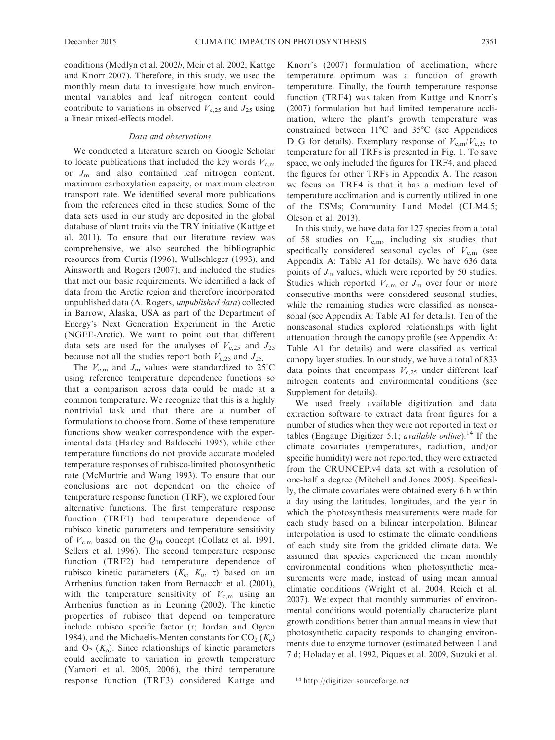conditions (Medlyn et al. 2002b, Meir et al. 2002, Kattge and Knorr 2007). Therefore, in this study, we used the monthly mean data to investigate how much environmental variables and leaf nitrogen content could contribute to variations in observed $V_{c,25}$ and $J_{25}$ using a linear mixed-effects model.

### Data and observations

We conducted a literature search on Google Scholar to locate publications that included the key words $V_{c,m}$ or $J_m$ and also contained leaf nitrogen content, maximum carboxylation capacity, or maximum electron transport rate. We identified several more publications from the references cited in these studies. Some of the data sets used in our study are deposited in the global database of plant traits via the TRY initiative (Kattge et al. 2011). To ensure that our literature review was comprehensive, we also searched the bibliographic resources from Curtis (1996), Wullschleger (1993), and Ainsworth and Rogers (2007), and included the studies that met our basic requirements. We identified a lack of data from the Arctic region and therefore incorporated unpublished data (A. Rogers, *unpublished data*) collected in Barrow, Alaska, USA as part of the Department of Energy's Next Generation Experiment in the Arctic (NGEE-Arctic). We want to point out that different data sets are used for the analyses of $V_{c,25}$ and $J_{25}$ because not all the studies report both $V_{c,25}$ and $J_{25}$.

The $V_{c,m}$ and $J_m$ values were standardized to 25°C using reference temperature dependence functions so that a comparison across data could be made at a common temperature. We recognize that this is a highly nontrivial task and that there are a number of formulations to choose from. Some of these temperature functions show weaker correspondence with the experimental data (Harley and Baldocchi 1995), while other temperature functions do not provide accurate modeled temperature responses of rubisco-limited photosynthetic rate (McMurtrie and Wang 1993). To ensure that our conclusions are not dependent on the choice of temperature response function (TRF), we explored four alternative functions. The first temperature response function (TRF1) had temperature dependence of rubisco kinetic parameters and temperature sensitivity of $V_{c,m}$ based on the $Q_{10}$ concept (Collatz et al. 1991, Sellers et al. 1996). The second temperature response function (TRF2) had temperature dependence of rubisco kinetic parameters ($K_c$, $K_o$, $\tau$) based on an Arrhenius function taken from Bernacchi et al. (2001), with the temperature sensitivity of $V_{c,m}$ using an Arrhenius function as in Leuning (2002). The kinetic properties of rubisco that depend on temperature include rubisco specific factor ($\tau$; Jordan and Ogren 1984), and the Michaelis-Menten constants for $CO_2$ ($K_c$) and $O_2$ ($K_o$). Since relationships of kinetic parameters could acclimate to variation in growth temperature (Yamori et al. 2005, 2006), the third temperature response function (TRF3) considered Kattge and Knorr's (2007) formulation of acclimation, where temperature optimum was a function of growth temperature. Finally, the fourth temperature response function (TRF4) was taken from Kattge and Knorr's (2007) formulation but had limited temperature acclimation, where the plant's growth temperature was constrained between 11°C and 35°C (see Appendices D–G for details). Exemplary response of $V_{c,m}/V_{c,25}$ to temperature for all TRFs is presented in Fig. 1. To save space, we only included the figures for TRF4, and placed the figures for other TRFs in Appendix A. The reason we focus on TRF4 is that it has a medium level of temperature acclimation and is currently utilized in one of the ESMs; Community Land Model (CLM4.5; Oleson et al. 2013).

In this study, we have data for 127 species from a total of 58 studies on $V_{c,m}$, including six studies that specifically considered seasonal cycles of $V_{c,m}$ (see Appendix A: Table A1 for details). We have 636 data points of $J_m$ values, which were reported by 50 studies. Studies which reported $V_{c,m}$ or $J_m$ over four or more consecutive months were considered seasonal studies, while the remaining studies were classified as nonseasonal (see Appendix A: Table A1 for details). Ten of the nonseasonal studies explored relationships with light attenuation through the canopy profile (see Appendix A: Table A1 for details) and were classified as vertical canopy layer studies. In our study, we have a total of 833 data points that encompass $V_{c,25}$ under different leaf nitrogen contents and environmental conditions (see Supplement for details).

We used freely available digitization and data extraction software to extract data from figures for a number of studies when they were not reported in text or tables (Engauge Digitizer 5.1; *available online*).[14] If the climate covariates (temperatures, radiation, and/or specific humidity) were not reported, they were extracted from the CRUNCEP.v4 data set with a resolution of one-half a degree (Mitchell and Jones 2005). Specifically, the climate covariates were obtained every 6 h within a day using the latitudes, longitudes, and the year in which the photosynthesis measurements were made for each study based on a bilinear interpolation. Bilinear interpolation is used to estimate the climate conditions of each study site from the gridded climate data. We assumed that species experienced the mean monthly environmental conditions when photosynthetic measurements were made, instead of using mean annual climatic conditions (Wright et al. 2004, Reich et al. 2007). We expect that monthly summaries of environmental conditions would potentially characterize plant growth conditions better than annual means in view that photosynthetic capacity responds to changing environments due to enzyme turnover (estimated between 1 and 7 d; Holaday et al. 1992, Piques et al. 2009, Suzuki et al.

[14] http://digitizer.sourceforge.net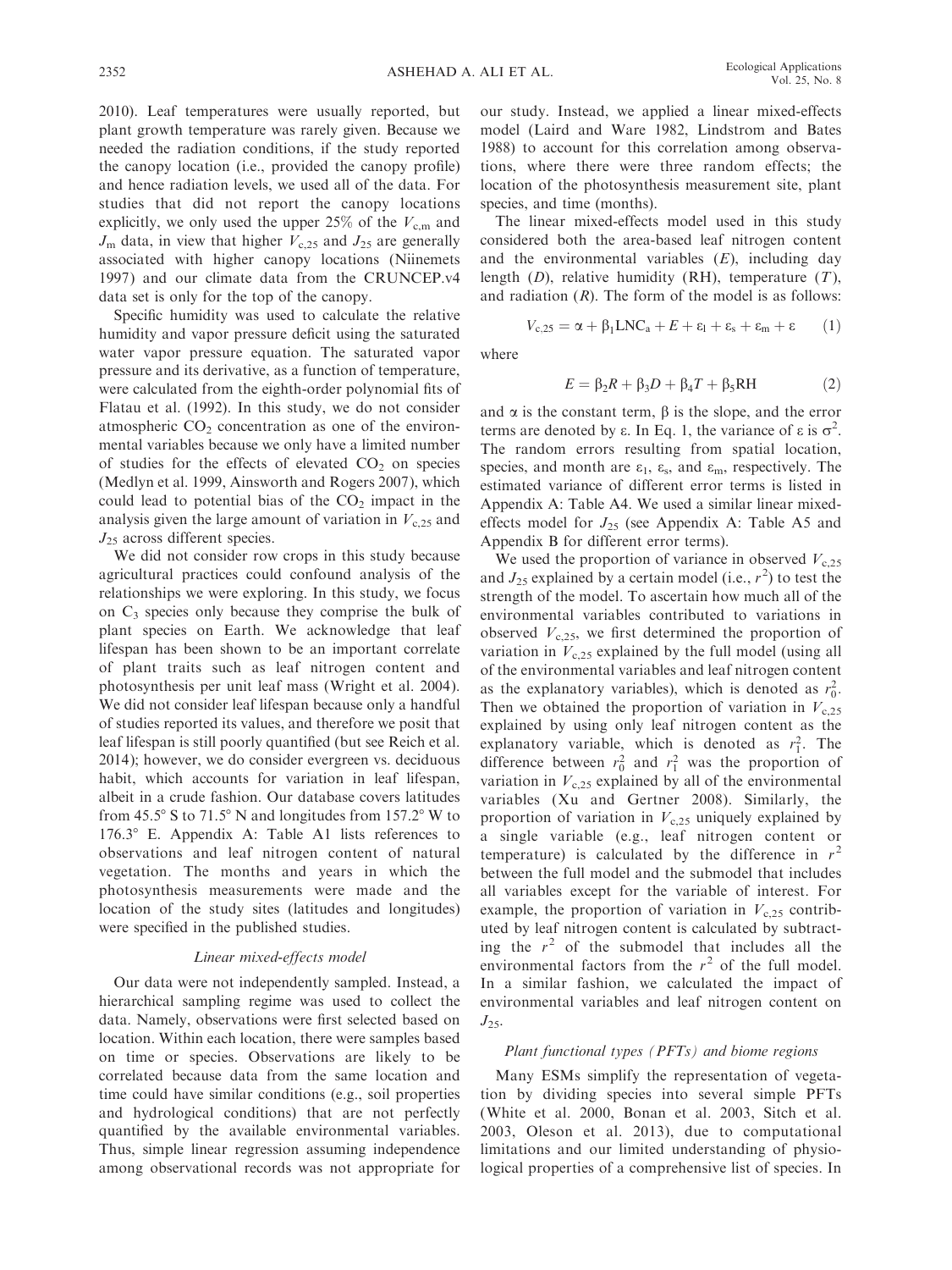2010). Leaf temperatures were usually reported, but plant growth temperature was rarely given. Because we needed the radiation conditions, if the study reported the canopy location (i.e., provided the canopy profile) and hence radiation levels, we used all of the data. For studies that did not report the canopy locations explicitly, we only used the upper 25% of the $V_{c,m}$ and $J_m$ data, in view that higher $V_{c,25}$ and $J_{25}$ are generally associated with higher canopy locations (Niinemets 1997) and our climate data from the CRUNCEP.v4 data set is only for the top of the canopy.

Specific humidity was used to calculate the relative humidity and vapor pressure deficit using the saturated water vapor pressure equation. The saturated vapor pressure and its derivative, as a function of temperature, were calculated from the eighth-order polynomial fits of Flatau et al. (1992). In this study, we do not consider atmospheric $CO_2$ concentration as one of the environmental variables because we only have a limited number of studies for the effects of elevated $CO_2$ on species (Medlyn et al. 1999, Ainsworth and Rogers 2007), which could lead to potential bias of the $CO_2$ impact in the analysis given the large amount of variation in $V_{c,25}$ and $J_{25}$ across different species.

We did not consider row crops in this study because agricultural practices could confound analysis of the relationships we were exploring. In this study, we focus on $C_3$ species only because they comprise the bulk of plant species on Earth. We acknowledge that leaf lifespan has been shown to be an important correlate of plant traits such as leaf nitrogen content and photosynthesis per unit leaf mass (Wright et al. 2004). We did not consider leaf lifespan because only a handful of studies reported its values, and therefore we posit that leaf lifespan is still poorly quantified (but see Reich et al. 2014); however, we do consider evergreen vs. deciduous habit, which accounts for variation in leaf lifespan, albeit in a crude fashion. Our database covers latitudes from 45.5° S to 71.5° N and longitudes from 157.2° W to 176.3° E. Appendix A: Table A1 lists references to observations and leaf nitrogen content of natural vegetation. The months and years in which the photosynthesis measurements were made and the location of the study sites (latitudes and longitudes) were specified in the published studies.

### *Linear mixed-effects model*

Our data were not independently sampled. Instead, a hierarchical sampling regime was used to collect the data. Namely, observations were first selected based on location. Within each location, there were samples based on time or species. Observations are likely to be correlated because data from the same location and time could have similar conditions (e.g., soil properties and hydrological conditions) that are not perfectly quantified by the available environmental variables. Thus, simple linear regression assuming independence among observational records was not appropriate for our study. Instead, we applied a linear mixed-effects model (Laird and Ware 1982, Lindstrom and Bates 1988) to account for this correlation among observations, where there were three random effects; the location of the photosynthesis measurement site, plant species, and time (months).

The linear mixed-effects model used in this study considered both the area-based leaf nitrogen content and the environmental variables ($E$), including day length ($D$), relative humidity (RH), temperature ($T$), and radiation ($R$). The form of the model is as follows:

$$V_{c,25} = \alpha + \beta_1 \text{LNC}_a + E + \varepsilon_l + \varepsilon_s + \varepsilon_m + \varepsilon \quad (1)$$

where

$$E = \beta_2 R + \beta_3 D + \beta_4 T + \beta_5 \text{RH} \quad (2)$$

and $\alpha$ is the constant term, $\beta$ is the slope, and the error terms are denoted by $\varepsilon$. In Eq. 1, the variance of $\varepsilon$ is $\sigma^2$. The random errors resulting from spatial location, species, and month are $\varepsilon_l$, $\varepsilon_s$, and $\varepsilon_m$, respectively. The estimated variance of different error terms is listed in Appendix A: Table A4. We used a similar linear mixed-effects model for $J_{25}$ (see Appendix A: Table A5 and Appendix B for different error terms).

We used the proportion of variance in observed $V_{c,25}$ and $J_{25}$ explained by a certain model (i.e., $r^2$) to test the strength of the model. To ascertain how much all of the environmental variables contributed to variations in observed $V_{c,25}$, we first determined the proportion of variation in $V_{c,25}$ explained by the full model (using all of the environmental variables and leaf nitrogen content as the explanatory variables), which is denoted as $r_0^2$. Then we obtained the proportion of variation in $V_{c,25}$ explained by using only leaf nitrogen content as the explanatory variable, which is denoted as $r_1^2$. The difference between $r_0^2$ and $r_1^2$ was the proportion of variation in $V_{c,25}$ explained by all of the environmental variables (Xu and Gertner 2008). Similarly, the proportion of variation in $V_{c,25}$ uniquely explained by a single variable (e.g., leaf nitrogen content or temperature) is calculated by the difference in $r^2$ between the full model and the submodel that includes all variables except for the variable of interest. For example, the proportion of variation in $V_{c,25}$ contributed by leaf nitrogen content is calculated by subtracting the $r^2$ of the submodel that includes all the environmental factors from the $r^2$ of the full model. In a similar fashion, we calculated the impact of environmental variables and leaf nitrogen content on $J_{25}$.

### *Plant functional types (PFTs) and biome regions*

Many ESMs simplify the representation of vegetation by dividing species into several simple PFTs (White et al. 2000, Bonan et al. 2003, Sitch et al. 2003, Oleson et al. 2013), due to computational limitations and our limited understanding of physiological properties of a comprehensive list of species. In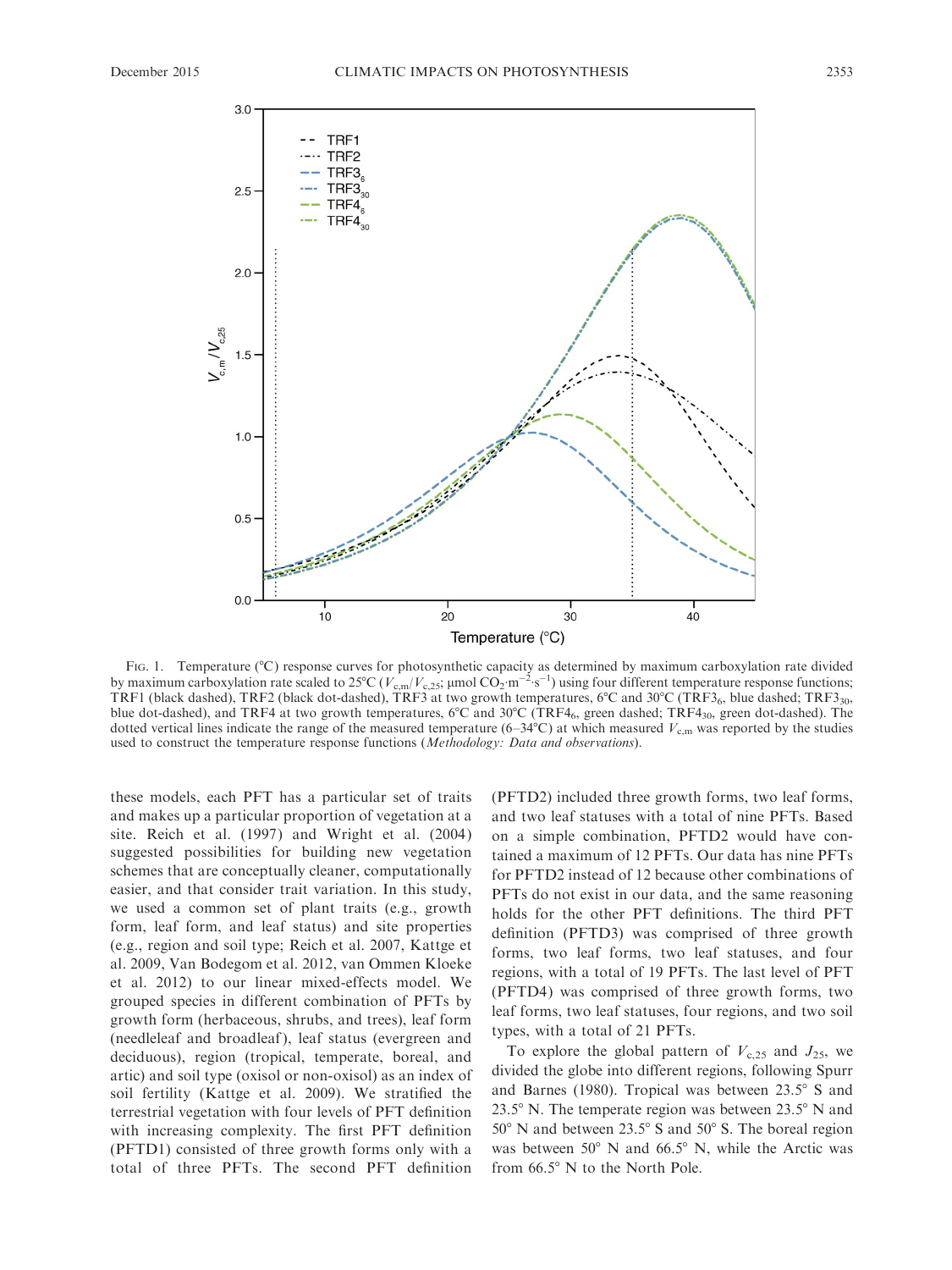FIG. 1. Temperature (°C) response curves for photosynthetic capacity as determined by maximum carboxylation rate divided by maximum carboxylation rate scaled to 25°C ($V_{c,m}/V_{c,25}$; μmol $CO_2 \cdot m^{-2} \cdot s^{-1}$) using four different temperature response functions; TRF1 (black dashed), TRF2 (black dot-dashed), TRF3 at two growth temperatures, 6°C and 30°C ($TRF3_6$, blue dashed; $TRF3_{30}$, blue dot-dashed), and TRF4 at two growth temperatures, 6°C and 30°C ($TRF4_6$, green dashed; $TRF4_{30}$, green dot-dashed). The dotted vertical lines indicate the range of the measured temperature (6–34°C) at which measured $V_{c,m}$ was reported by the studies used to construct the temperature response functions (*Methodology: Data and observations*).

these models, each PFT has a particular set of traits and makes up a particular proportion of vegetation at a site. Reich et al. (1997) and Wright et al. (2004) suggested possibilities for building new vegetation schemes that are conceptually cleaner, computationally easier, and that consider trait variation. In this study, we used a common set of plant traits (e.g., growth form, leaf form, and leaf status) and site properties (e.g., region and soil type; Reich et al. 2007, Kattge et al. 2009, Van Bodegom et al. 2012, van Ommen Kloeke et al. 2012) to our linear mixed-effects model. We grouped species in different combination of PFTs by growth form (herbaceous, shrubs, and trees), leaf form (needleleaf and broadleaf), leaf status (evergreen and deciduous), region (tropical, temperate, boreal, and artic) and soil type (oxisol or non-oxisol) as an index of soil fertility (Kattge et al. 2009). We stratified the terrestrial vegetation with four levels of PFT definition with increasing complexity. The first PFT definition (PFTD1) consisted of three growth forms only with a total of three PFTs. The second PFT definition (PFTD2) included three growth forms, two leaf forms, and two leaf statuses with a total of nine PFTs. Based on a simple combination, PFTD2 would have contained a maximum of 12 PFTs. Our data has nine PFTs for PFTD2 instead of 12 because other combinations of PFTs do not exist in our data, and the same reasoning holds for the other PFT definitions. The third PFT definition (PFTD3) was comprised of three growth forms, two leaf forms, two leaf statuses, and four regions, with a total of 19 PFTs. The last level of PFT (PFTD4) was comprised of three growth forms, two leaf forms, two leaf statuses, four regions, and two soil types, with a total of 21 PFTs.

To explore the global pattern of $V_{c,25}$ and $J_{25}$, we divided the globe into different regions, following Spurr and Barnes (1980). Tropical was between 23.5° S and 23.5° N. The temperate region was between 23.5° N and 50° N and between 23.5° S and 50° S. The boreal region was between 50° N and 66.5° N, while the Arctic was from 66.5° N to the North Pole.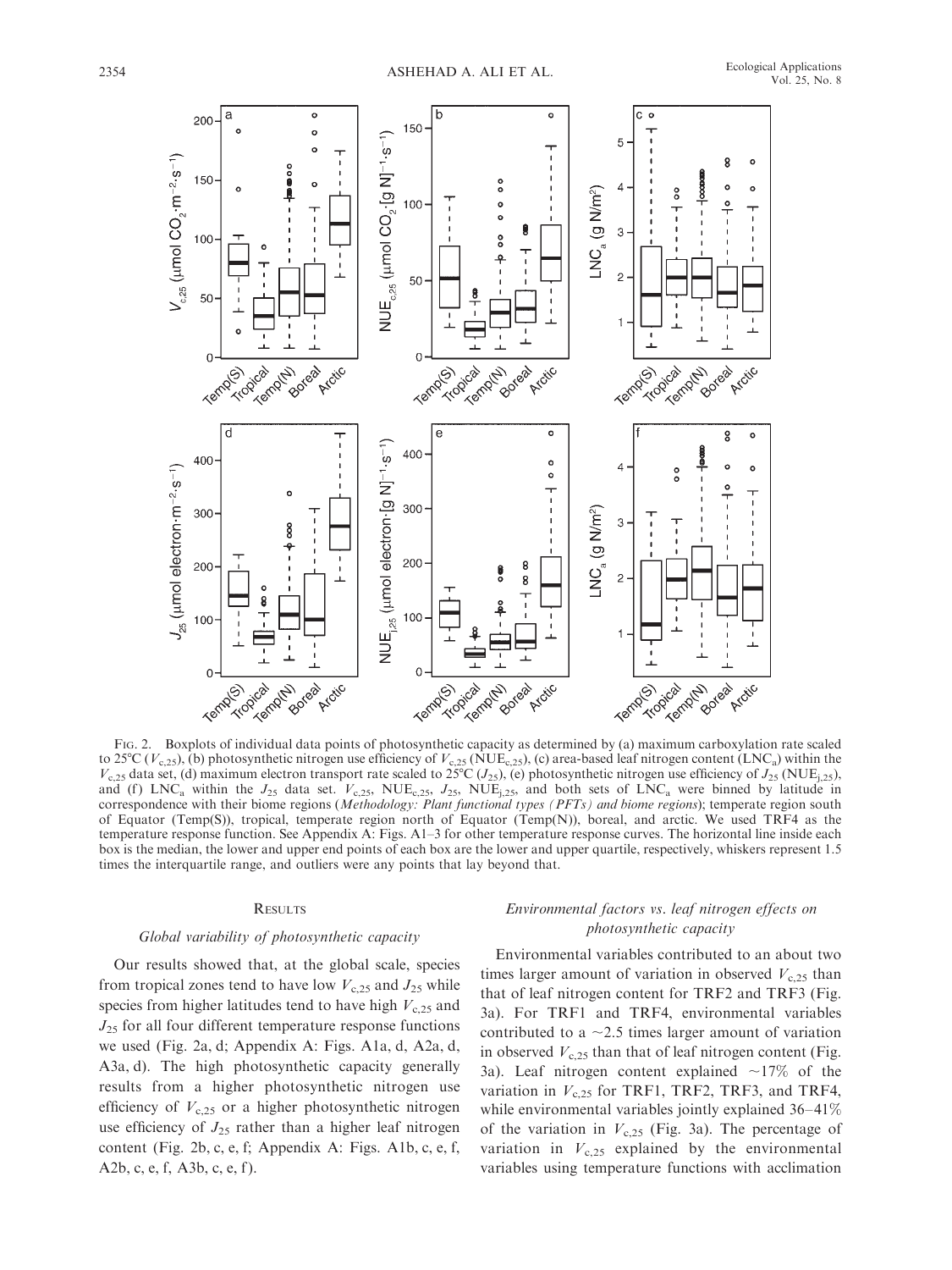Fig. 2. Boxplots of individual data points of photosynthetic capacity as determined by (a) maximum carboxylation rate scaled to 25°C ($V_{c,25}$), (b) photosynthetic nitrogen use efficiency of $V_{c,25}$ ($NUE_{c,25}$), (c) area-based leaf nitrogen content ($LNC_a$) within the $V_{c,25}$ data set, (d) maximum electron transport rate scaled to 25°C ($J_{25}$), (e) photosynthetic nitrogen use efficiency of $J_{25}$ ($NUE_{j,25}$), and (f) $LNC_a$ within the $J_{25}$ data set. $V_{c,25}$, $NUE_{c,25}$, $J_{25}$, $NUE_{j,25}$, and both sets of $LNC_a$ were binned by latitude in correspondence with their biome regions (*Methodology: Plant functional types (PFTs) and biome regions*); temperate region south of Equator (Temp(S)), tropical, temperate region north of Equator (Temp(N)), boreal, and arctic. We used TRF4 as the temperature response function. See Appendix A: Figs. A1–3 for other temperature response curves. The horizontal line inside each box is the median, the lower and upper end points of each box are the lower and upper quartile, respectively, whiskers represent 1.5 times the interquartile range, and outliers were any points that lay beyond that.

## Results

### Global variability of photosynthetic capacity

Our results showed that, at the global scale, species from tropical zones tend to have low $V_{c,25}$ and $J_{25}$ while species from higher latitudes tend to have high $V_{c,25}$ and $J_{25}$ for all four different temperature response functions we used (Fig. 2a, d; Appendix A: Figs. A1a, d, A2a, d, A3a, d). The high photosynthetic capacity generally results from a higher photosynthetic nitrogen use efficiency of $V_{c,25}$ or a higher photosynthetic nitrogen use efficiency of $J_{25}$ rather than a higher leaf nitrogen content (Fig. 2b, c, e, f; Appendix A: Figs. A1b, c, e, f, A2b, c, e, f, A3b, c, e, f).

### Environmental factors vs. leaf nitrogen effects on photosynthetic capacity

Environmental variables contributed to an about two times larger amount of variation in observed $V_{c,25}$ than that of leaf nitrogen content for TRF2 and TRF3 (Fig. 3a). For TRF1 and TRF4, environmental variables contributed to a ~2.5 times larger amount of variation in observed $V_{c,25}$ than that of leaf nitrogen content (Fig. 3a). Leaf nitrogen content explained ~17% of the variation in $V_{c,25}$ for TRF1, TRF2, TRF3, and TRF4, while environmental variables jointly explained 36–41% of the variation in $V_{c,25}$ (Fig. 3a). The percentage of variation in $V_{c,25}$ explained by the environmental variables using temperature functions with acclimation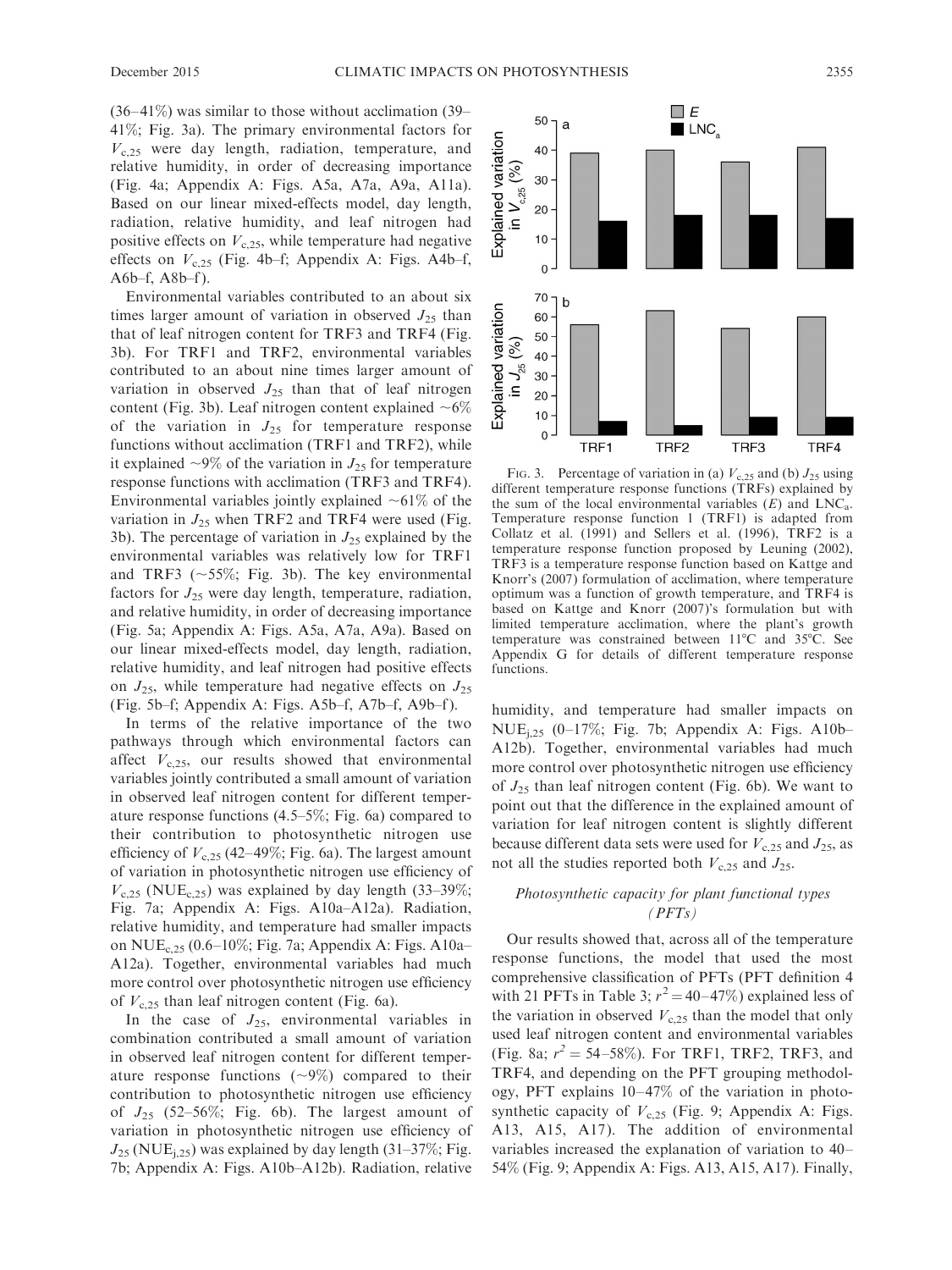(36–41%) was similar to those without acclimation (39–41%; Fig. 3a). The primary environmental factors for $V_{c,25}$ were day length, radiation, temperature, and relative humidity, in order of decreasing importance (Fig. 4a; Appendix A: Figs. A5a, A7a, A9a, A11a). Based on our linear mixed-effects model, day length, radiation, relative humidity, and leaf nitrogen had positive effects on $V_{c,25}$, while temperature had negative effects on $V_{c,25}$ (Fig. 4b–f; Appendix A: Figs. A4b–f, A6b–f, A8b–f).

Environmental variables contributed to an about six times larger amount of variation in observed $J_{25}$ than that of leaf nitrogen content for TRF3 and TRF4 (Fig. 3b). For TRF1 and TRF2, environmental variables contributed to an about nine times larger amount of variation in observed $J_{25}$ than that of leaf nitrogen content (Fig. 3b). Leaf nitrogen content explained ~6% of the variation in $J_{25}$ for temperature response functions without acclimation (TRF1 and TRF2), while it explained ~9% of the variation in $J_{25}$ for temperature response functions with acclimation (TRF3 and TRF4). Environmental variables jointly explained ~61% of the variation in $J_{25}$ when TRF2 and TRF4 were used (Fig. 3b). The percentage of variation in $J_{25}$ explained by the environmental variables was relatively low for TRF1 and TRF3 (~55%; Fig. 3b). The key environmental factors for $J_{25}$ were day length, temperature, radiation, and relative humidity, in order of decreasing importance (Fig. 5a; Appendix A: Figs. A5a, A7a, A9a). Based on our linear mixed-effects model, day length, radiation, relative humidity, and leaf nitrogen had positive effects on $J_{25}$, while temperature had negative effects on $J_{25}$ (Fig. 5b–f; Appendix A: Figs. A5b–f, A7b–f, A9b–f).

In terms of the relative importance of the two pathways through which environmental factors can affect $V_{c,25}$, our results showed that environmental variables jointly contributed a small amount of variation in observed leaf nitrogen content for different temperature response functions (4.5–5%; Fig. 6a) compared to their contribution to photosynthetic nitrogen use efficiency of $V_{c,25}$ (42–49%; Fig. 6a). The largest amount of variation in photosynthetic nitrogen use efficiency of $V_{c,25}$ ($NUE_{c,25}$) was explained by day length (33–39%; Fig. 7a; Appendix A: Figs. A10a–A12a). Radiation, relative humidity, and temperature had smaller impacts on $NUE_{c,25}$ (0.6–10%; Fig. 7a; Appendix A: Figs. A10a–A12a). Together, environmental variables had much more control over photosynthetic nitrogen use efficiency of $V_{c,25}$ than leaf nitrogen content (Fig. 6a).

In the case of $J_{25}$, environmental variables in combination contributed a small amount of variation in observed leaf nitrogen content for different temperature response functions (~9%) compared to their contribution to photosynthetic nitrogen use efficiency of $J_{25}$ (52–56%; Fig. 6b). The largest amount of variation in photosynthetic nitrogen use efficiency of $J_{25}$ ($NUE_{j,25}$) was explained by day length (31–37%; Fig. 7b; Appendix A: Figs. A10b–A12b). Radiation, relative humidity, and temperature had smaller impacts on $NUE_{j,25}$ (0–17%; Fig. 7b; Appendix A: Figs. A10b–A12b). Together, environmental variables had much more control over photosynthetic nitrogen use efficiency of $J_{25}$ than leaf nitrogen content (Fig. 6b). We want to point out that the difference in the explained amount of variation for leaf nitrogen content is slightly different because different data sets were used for $V_{c,25}$ and $J_{25}$, as not all the studies reported both $V_{c,25}$ and $J_{25}$.

Fig. 3. Percentage of variation in (a) $V_{c,25}$ and (b) $J_{25}$ using different temperature response functions (TRFs) explained by the sum of the local environmental variables ($E$) and $LNC_a$. Temperature response function 1 (TRF1) is adapted from Collatz et al. (1991) and Sellers et al. (1996), TRF2 is a temperature response function proposed by Leuning (2002), TRF3 is a temperature response function based on Kattge and Knorr's (2007) formulation of acclimation, where temperature optimum was a function of growth temperature, and TRF4 is based on Kattge and Knorr (2007)'s formulation but with limited temperature acclimation, where the plant's growth temperature was constrained between 11°C and 35°C. See Appendix G for details of different temperature response functions.

### *Photosynthetic capacity for plant functional types (PFTs)*

Our results showed that, across all of the temperature response functions, the model that used the most comprehensive classification of PFTs (PFT definition 4 with 21 PFTs in Table 3; $r^2 = 40–47\%$) explained less of the variation in observed $V_{c,25}$ than the model that only used leaf nitrogen content and environmental variables (Fig. 8a; $r^2 = 54–58\%$). For TRF1, TRF2, TRF3, and TRF4, and depending on the PFT grouping methodology, PFT explains 10–47% of the variation in photosynthetic capacity of $V_{c,25}$ (Fig. 9; Appendix A: Figs. A13, A15, A17). The addition of environmental variables increased the explanation of variation to 40–54% (Fig. 9; Appendix A: Figs. A13, A15, A17). Finally,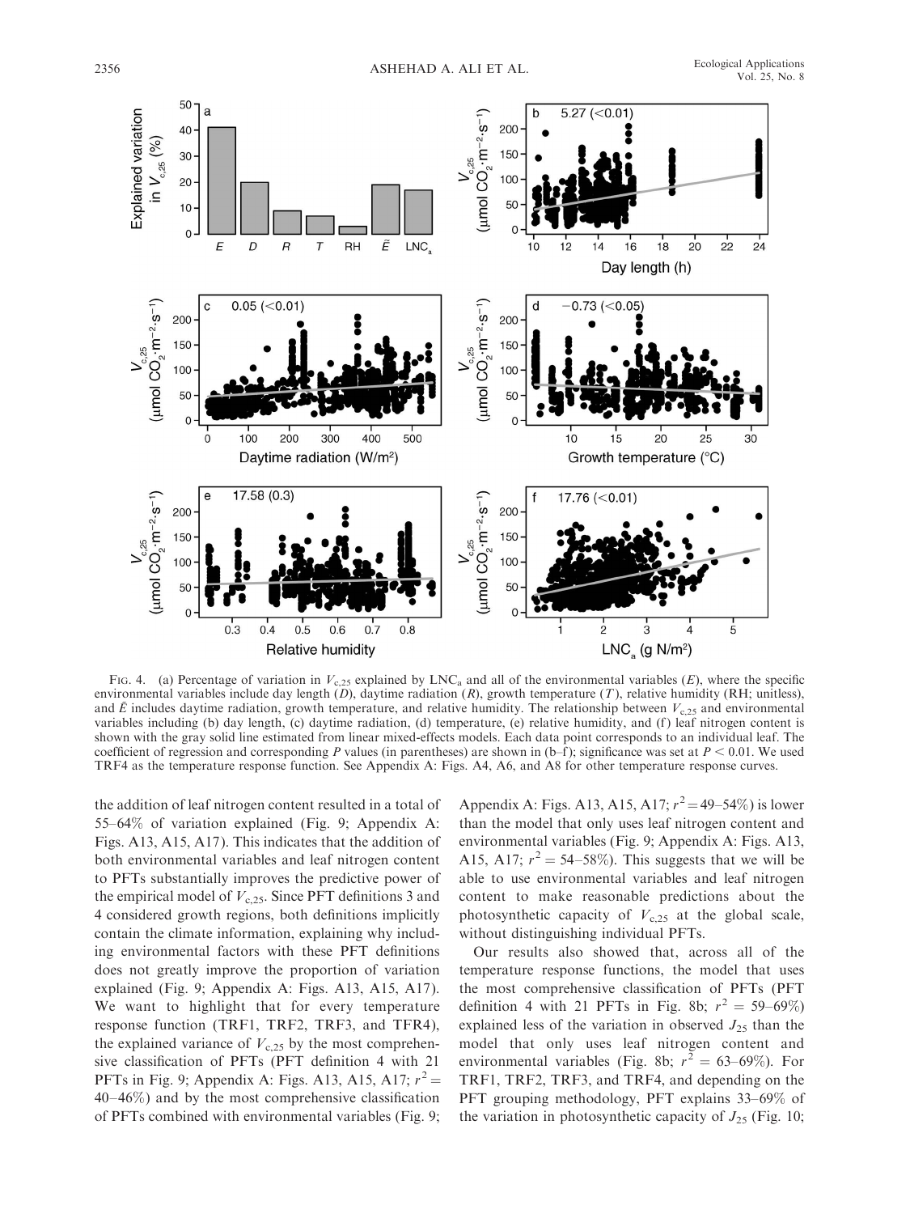FIG. 4. (a) Percentage of variation in $V_{c,25}$ explained by $LNC_a$ and all of the environmental variables ($E$), where the specific environmental variables include day length ($D$), daytime radiation ($R$), growth temperature ($T$), relative humidity (RH; unitless), and $\tilde{E}$ includes daytime radiation, growth temperature, and relative humidity. The relationship between $V_{c,25}$ and environmental variables including (b) day length, (c) daytime radiation, (d) temperature, (e) relative humidity, and (f) leaf nitrogen content is shown with the gray solid line estimated from linear mixed-effects models. Each data point corresponds to an individual leaf. The coefficient of regression and corresponding $P$ values (in parentheses) are shown in (b–f); significance was set at $P < 0.01$. We used TRF4 as the temperature response function. See Appendix A: Figs. A4, A6, and A8 for other temperature response curves.

the addition of leaf nitrogen content resulted in a total of 55–64% of variation explained (Fig. 9; Appendix A: Figs. A13, A15, A17). This indicates that the addition of both environmental variables and leaf nitrogen content to PFTs substantially improves the predictive power of the empirical model of $V_{c,25}$. Since PFT definitions 3 and 4 considered growth regions, both definitions implicitly contain the climate information, explaining why including environmental factors with these PFT definitions does not greatly improve the proportion of variation explained (Fig. 9; Appendix A: Figs. A13, A15, A17). We want to highlight that for every temperature response function (TRF1, TRF2, TRF3, and TFR4), the explained variance of $V_{c,25}$ by the most comprehensive classification of PFTs (PFT definition 4 with 21 PFTs in Fig. 9; Appendix A: Figs. A13, A15, A17; $r^2 =$ 40–46%) and by the most comprehensive classification of PFTs combined with environmental variables (Fig. 9; Appendix A: Figs. A13, A15, A17; $r^2 =$ 49–54%) is lower than the model that only uses leaf nitrogen content and environmental variables (Fig. 9; Appendix A: Figs. A13, A15, A17; $r^2 =$ 54–58%). This suggests that we will be able to use environmental variables and leaf nitrogen content to make reasonable predictions about the photosynthetic capacity of $V_{c,25}$ at the global scale, without distinguishing individual PFTs.

Our results also showed that, across all of the temperature response functions, the model that uses the most comprehensive classification of PFTs (PFT definition 4 with 21 PFTs in Fig. 8b; $r^2 =$ 59–69%) explained less of the variation in observed $J_{25}$ than the model that only uses leaf nitrogen content and environmental variables (Fig. 8b; $r^2 =$ 63–69%). For TRF1, TRF2, TRF3, and TRF4, and depending on the PFT grouping methodology, PFT explains 33–69% of the variation in photosynthetic capacity of $J_{25}$ (Fig. 10;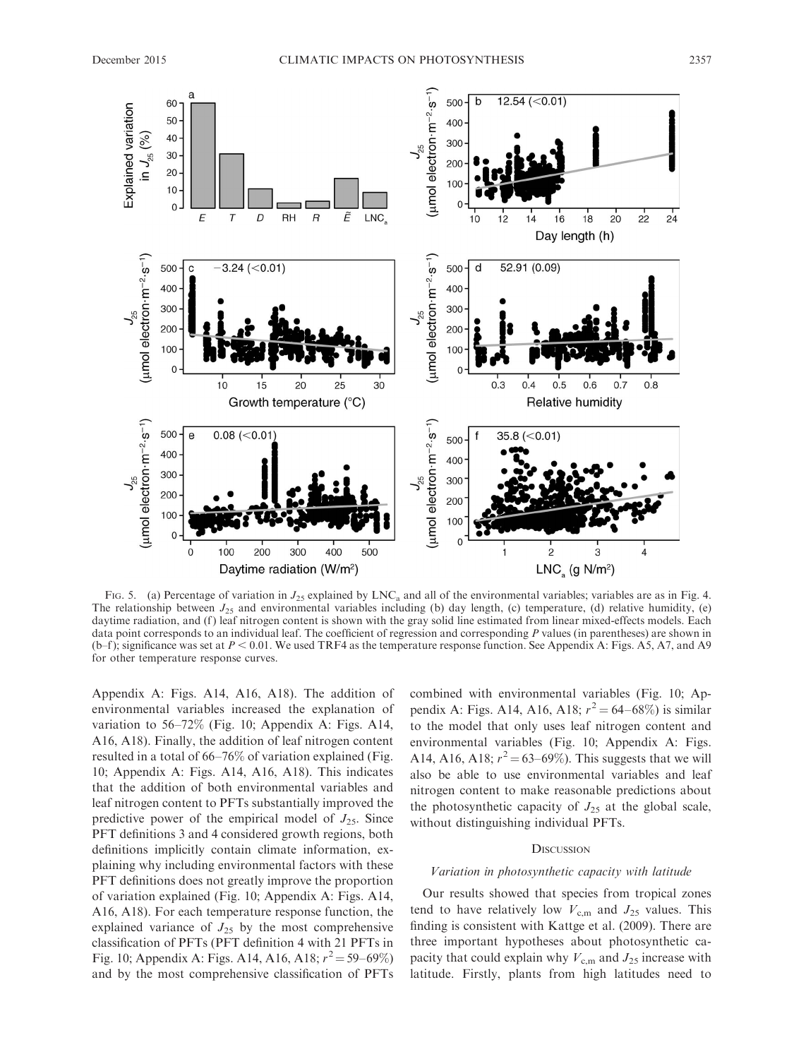FIG. 5. (a) Percentage of variation in $J_{25}$ explained by $LNC_a$ and all of the environmental variables; variables are as in Fig. 4. The relationship between $J_{25}$ and environmental variables including (b) day length, (c) temperature, (d) relative humidity, (e) daytime radiation, and (f) leaf nitrogen content is shown with the gray solid line estimated from linear mixed-effects models. Each data point corresponds to an individual leaf. The coefficient of regression and corresponding $P$ values (in parentheses) are shown in (b–f); significance was set at $P < 0.01$. We used TRF4 as the temperature response function. See Appendix A: Figs. A5, A7, and A9 for other temperature response curves.

Appendix A: Figs. A14, A16, A18). The addition of environmental variables increased the explanation of variation to 56–72% (Fig. 10; Appendix A: Figs. A14, A16, A18). Finally, the addition of leaf nitrogen content resulted in a total of 66–76% of variation explained (Fig. 10; Appendix A: Figs. A14, A16, A18). This indicates that the addition of both environmental variables and leaf nitrogen content to PFTs substantially improved the predictive power of the empirical model of $J_{25}$. Since PFT definitions 3 and 4 considered growth regions, both definitions implicitly contain climate information, explaining why including environmental factors with these PFT definitions does not greatly improve the proportion of variation explained (Fig. 10; Appendix A: Figs. A14, A16, A18). For each temperature response function, the explained variance of $J_{25}$ by the most comprehensive classification of PFTs (PFT definition 4 with 21 PFTs in Fig. 10; Appendix A: Figs. A14, A16, A18; $r^2 = 59–69\%$) and by the most comprehensive classification of PFTs combined with environmental variables (Fig. 10; Appendix A: Figs. A14, A16, A18; $r^2 = 64–68\%$) is similar to the model that only uses leaf nitrogen content and environmental variables (Fig. 10; Appendix A: Figs. A14, A16, A18; $r^2 = 63–69\%$). This suggests that we will also be able to use environmental variables and leaf nitrogen content to make reasonable predictions about the photosynthetic capacity of $J_{25}$ at the global scale, without distinguishing individual PFTs.

## DISCUSSION

### *Variation in photosynthetic capacity with latitude*

Our results showed that species from tropical zones tend to have relatively low $V_{c,m}$ and $J_{25}$ values. This finding is consistent with Kattge et al. (2009). There are three important hypotheses about photosynthetic capacity that could explain why $V_{c,m}$ and $J_{25}$ increase with latitude. Firstly, plants from high latitudes need to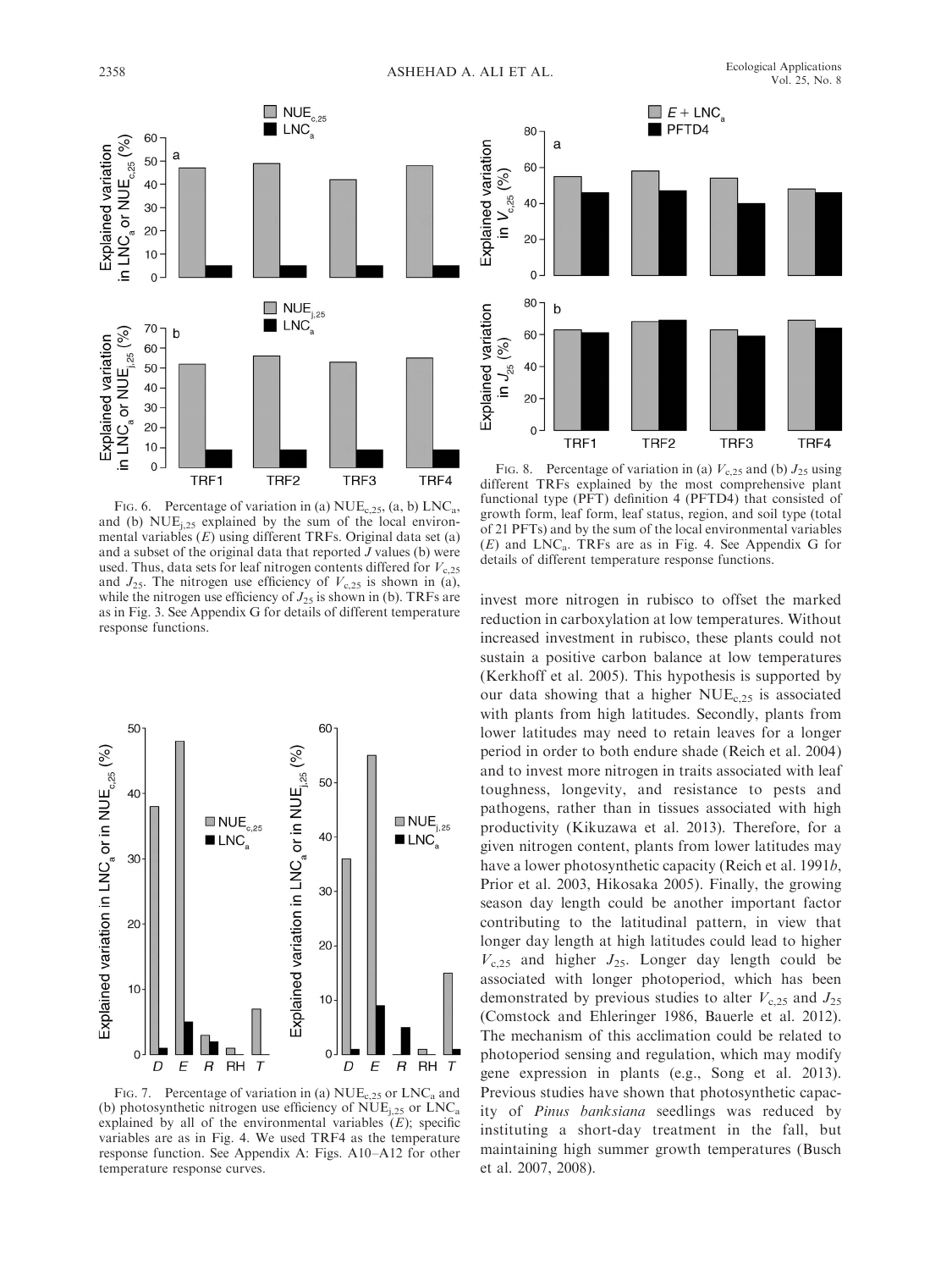FIG. 6. Percentage of variation in (a) $NUE_{c,25}$, (a, b) $LNC_a$, and (b) $NUE_{j,25}$ explained by the sum of the local environmental variables ($E$) using different TRFs. Original data set (a) and a subset of the original data that reported $J$ values (b) were used. Thus, data sets for leaf nitrogen contents differed for $V_{c,25}$ and $J_{25}$. The nitrogen use efficiency of $V_{c,25}$ is shown in (a), while the nitrogen use efficiency of $J_{25}$ is shown in (b). TRFs are as in Fig. 3. See Appendix G for details of different temperature response functions.

FIG. 7. Percentage of variation in (a) $NUE_{c,25}$ or $LNC_a$ and (b) photosynthetic nitrogen use efficiency of $NUE_{j,25}$ or $LNC_a$ explained by all of the environmental variables ($E$); specific variables are as in Fig. 4. We used TRF4 as the temperature response function. See Appendix A: Figs. A10–A12 for other temperature response curves.

FIG. 8. Percentage of variation in (a) $V_{c,25}$ and (b) $J_{25}$ using different TRFs explained by the most comprehensive plant functional type (PFT) definition 4 (PFTD4) that consisted of growth form, leaf form, leaf status, region, and soil type (total of 21 PFTs) and by the sum of the local environmental variables ($E$) and $LNC_a$. TRFs are as in Fig. 4. See Appendix G for details of different temperature response functions.

invest more nitrogen in rubisco to offset the marked reduction in carboxylation at low temperatures. Without increased investment in rubisco, these plants could not sustain a positive carbon balance at low temperatures (Kerkhoff et al. 2005). This hypothesis is supported by our data showing that a higher $NUE_{c,25}$ is associated with plants from high latitudes. Secondly, plants from lower latitudes may need to retain leaves for a longer period in order to both endure shade (Reich et al. 2004) and to invest more nitrogen in traits associated with leaf toughness, longevity, and resistance to pests and pathogens, rather than in tissues associated with high productivity (Kikuzawa et al. 2013). Therefore, for a given nitrogen content, plants from lower latitudes may have a lower photosynthetic capacity (Reich et al. 1991*b*, Prior et al. 2003, Hikosaka 2005). Finally, the growing season day length could be another important factor contributing to the latitudinal pattern, in view that longer day length at high latitudes could lead to higher $V_{c,25}$ and higher $J_{25}$. Longer day length could be associated with longer photoperiod, which has been demonstrated by previous studies to alter $V_{c,25}$ and $J_{25}$ (Comstock and Ehleringer 1986, Bauerle et al. 2012). The mechanism of this acclimation could be related to photoperiod sensing and regulation, which may modify gene expression in plants (e.g., Song et al. 2013). Previous studies have shown that photosynthetic capacity of *Pinus banksiana* seedlings was reduced by instituting a short-day treatment in the fall, but maintaining high summer growth temperatures (Busch et al. 2007, 2008).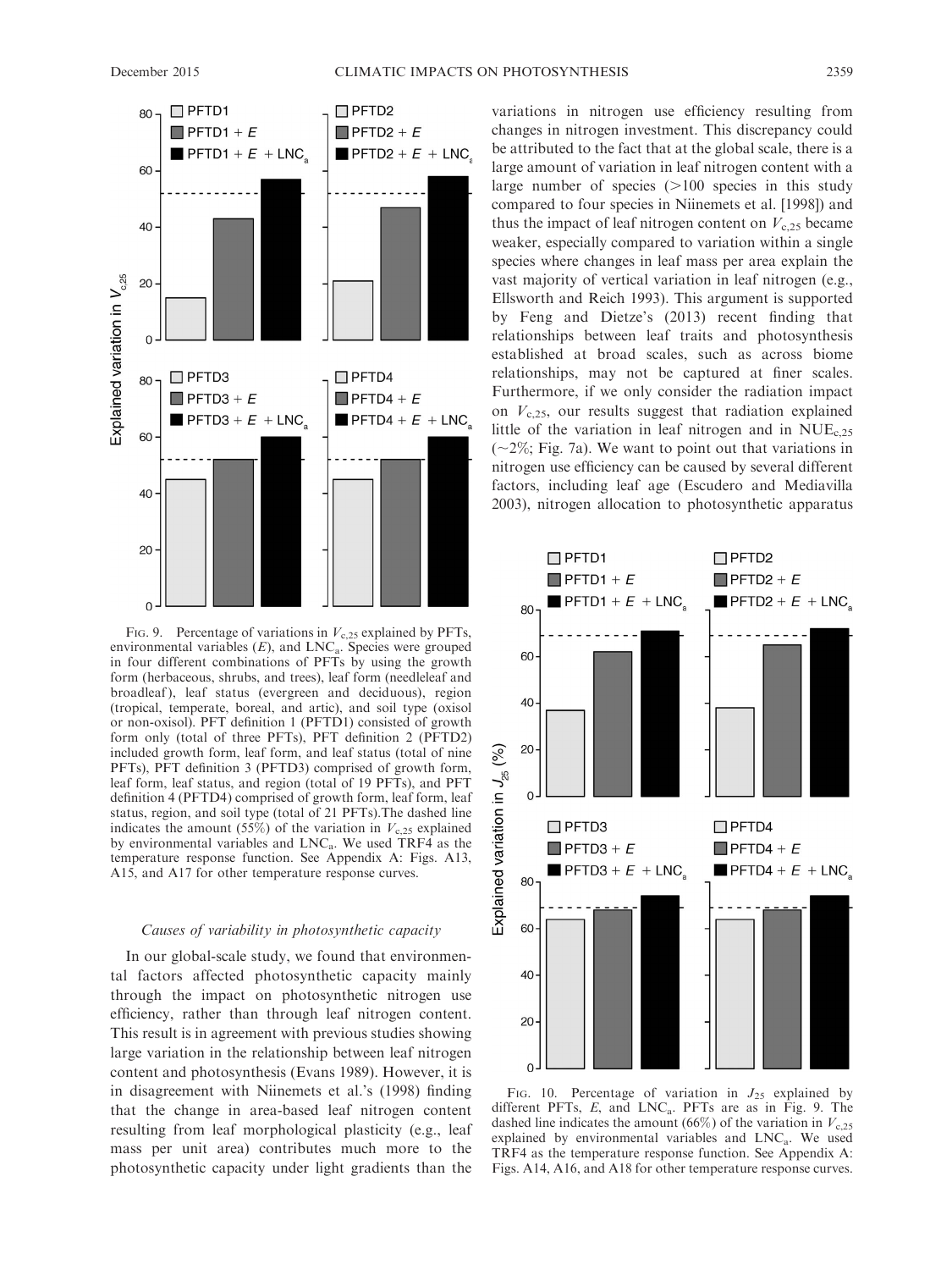FIG. 9. Percentage of variations in $V_{c,25}$ explained by PFTs, environmental variables ($E$), and $LNC_a$. Species were grouped in four different combinations of PFTs by using the growth form (herbaceous, shrubs, and trees), leaf form (needleleaf and broadleaf), leaf status (evergreen and deciduous), region (tropical, temperate, boreal, and artic), and soil type (oxisol or non-oxisol). PFT definition 1 (PFTD1) consisted of growth form only (total of three PFTs), PFT definition 2 (PFTD2) included growth form, leaf form, and leaf status (total of nine PFTs), PFT definition 3 (PFTD3) comprised of growth form, leaf form, leaf status, and region (total of 19 PFTs), and PFT definition 4 (PFTD4) comprised of growth form, leaf form, leaf status, region, and soil type (total of 21 PFTs).The dashed line indicates the amount (55%) of the variation in $V_{c,25}$ explained by environmental variables and $LNC_a$. We used TRF4 as the temperature response function. See Appendix A: Figs. A13, A15, and A17 for other temperature response curves.

### Causes of variability in photosynthetic capacity

In our global-scale study, we found that environmental factors affected photosynthetic capacity mainly through the impact on photosynthetic nitrogen use efficiency, rather than through leaf nitrogen content. This result is in agreement with previous studies showing large variation in the relationship between leaf nitrogen content and photosynthesis (Evans 1989). However, it is in disagreement with Niinemets et al.'s (1998) finding that the change in area-based leaf nitrogen content resulting from leaf morphological plasticity (e.g., leaf mass per unit area) contributes much more to the photosynthetic capacity under light gradients than the variations in nitrogen use efficiency resulting from changes in nitrogen investment. This discrepancy could be attributed to the fact that at the global scale, there is a large amount of variation in leaf nitrogen content with a large number of species (>100 species in this study compared to four species in Niinemets et al. [1998]) and thus the impact of leaf nitrogen content on $V_{c,25}$ became weaker, especially compared to variation within a single species where changes in leaf mass per area explain the vast majority of vertical variation in leaf nitrogen (e.g., Ellsworth and Reich 1993). This argument is supported by Feng and Dietze's (2013) recent finding that relationships between leaf traits and photosynthesis established at broad scales, such as across biome relationships, may not be captured at finer scales. Furthermore, if we only consider the radiation impact on $V_{c,25}$, our results suggest that radiation explained little of the variation in leaf nitrogen and in $NUE_{c,25}$ (~2%; Fig. 7a). We want to point out that variations in nitrogen use efficiency can be caused by several different factors, including leaf age (Escudero and Mediavilla 2003), nitrogen allocation to photosynthetic apparatus

FIG. 10. Percentage of variation in $J_{25}$ explained by different PFTs, $E$, and $LNC_a$. PFTs are as in Fig. 9. The dashed line indicates the amount (66%) of the variation in $V_{c,25}$ explained by environmental variables and $LNC_a$. We used TRF4 as the temperature response function. See Appendix A: Figs. A14, A16, and A18 for other temperature response curves.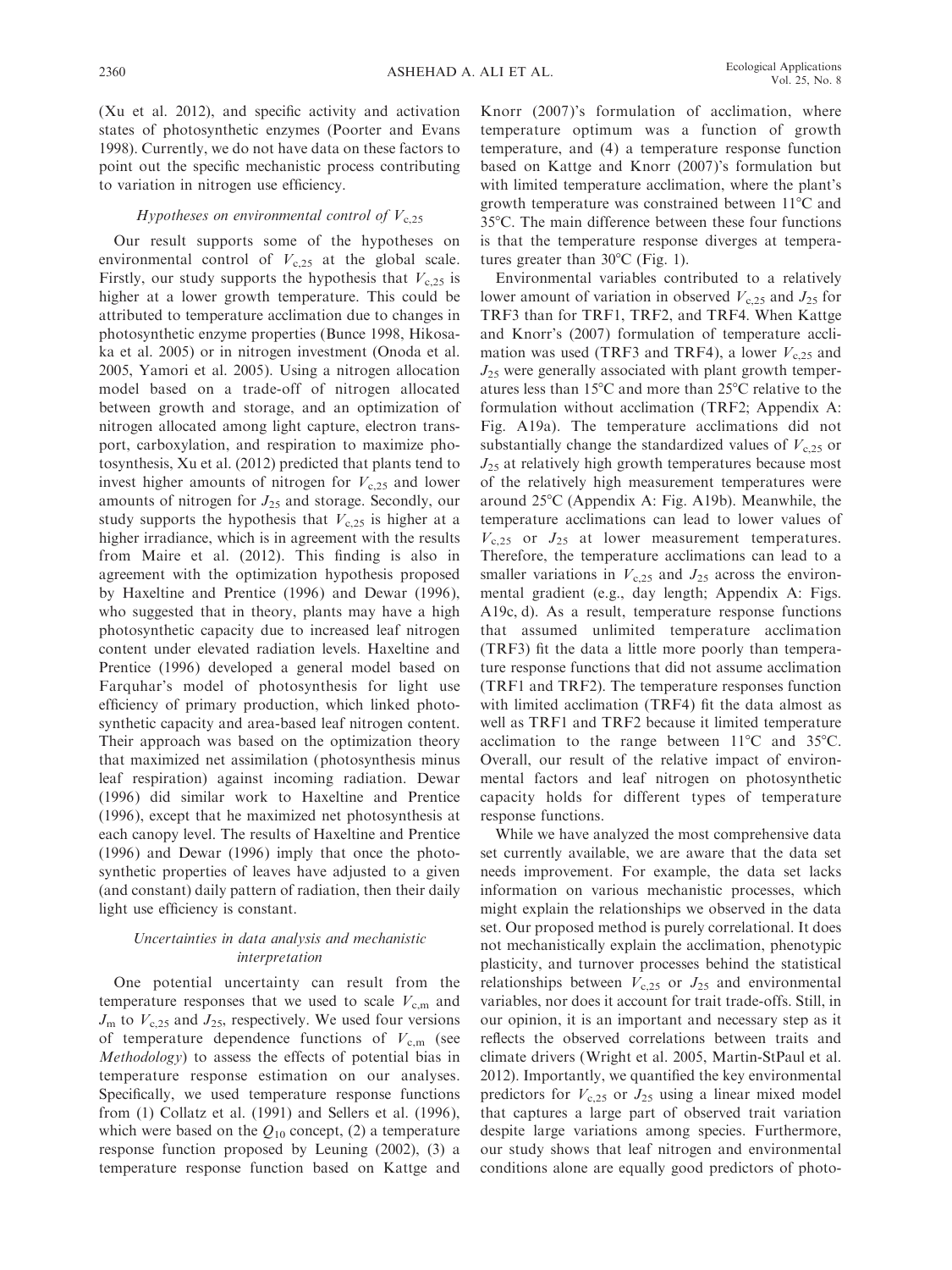(Xu et al. 2012), and specific activity and activation states of photosynthetic enzymes (Poorter and Evans 1998). Currently, we do not have data on these factors to point out the specific mechanistic process contributing to variation in nitrogen use efficiency.

### *Hypotheses on environmental control of $V_{c,25}$*

Our result supports some of the hypotheses on environmental control of $V_{c,25}$ at the global scale. Firstly, our study supports the hypothesis that $V_{c,25}$ is higher at a lower growth temperature. This could be attributed to temperature acclimation due to changes in photosynthetic enzyme properties (Bunce 1998, Hikosaka et al. 2005) or in nitrogen investment (Onoda et al. 2005, Yamori et al. 2005). Using a nitrogen allocation model based on a trade-off of nitrogen allocated between growth and storage, and an optimization of nitrogen allocated among light capture, electron transport, carboxylation, and respiration to maximize photosynthesis, Xu et al. (2012) predicted that plants tend to invest higher amounts of nitrogen for $V_{c,25}$ and lower amounts of nitrogen for $J_{25}$ and storage. Secondly, our study supports the hypothesis that $V_{c,25}$ is higher at a higher irradiance, which is in agreement with the results from Maire et al. (2012). This finding is also in agreement with the optimization hypothesis proposed by Haxeltine and Prentice (1996) and Dewar (1996), who suggested that in theory, plants may have a high photosynthetic capacity due to increased leaf nitrogen content under elevated radiation levels. Haxeltine and Prentice (1996) developed a general model based on Farquhar's model of photosynthesis for light use efficiency of primary production, which linked photosynthetic capacity and area-based leaf nitrogen content. Their approach was based on the optimization theory that maximized net assimilation (photosynthesis minus leaf respiration) against incoming radiation. Dewar (1996) did similar work to Haxeltine and Prentice (1996), except that he maximized net photosynthesis at each canopy level. The results of Haxeltine and Prentice (1996) and Dewar (1996) imply that once the photosynthetic properties of leaves have adjusted to a given (and constant) daily pattern of radiation, then their daily light use efficiency is constant.

### *Uncertainties in data analysis and mechanistic interpretation*

One potential uncertainty can result from the temperature responses that we used to scale $V_{c,m}$ and $J_m$ to $V_{c,25}$ and $J_{25}$, respectively. We used four versions of temperature dependence functions of $V_{c,m}$ (see *Methodology*) to assess the effects of potential bias in temperature response estimation on our analyses. Specifically, we used temperature response functions from (1) Collatz et al. (1991) and Sellers et al. (1996), which were based on the $Q_{10}$ concept, (2) a temperature response function proposed by Leuning (2002), (3) a temperature response function based on Kattge and Knorr (2007)'s formulation of acclimation, where temperature optimum was a function of growth temperature, and (4) a temperature response function based on Kattge and Knorr (2007)'s formulation but with limited temperature acclimation, where the plant's growth temperature was constrained between 11°C and 35°C. The main difference between these four functions is that the temperature response diverges at temperatures greater than 30°C (Fig. 1).

Environmental variables contributed to a relatively lower amount of variation in observed $V_{c,25}$ and $J_{25}$ for TRF3 than for TRF1, TRF2, and TRF4. When Kattge and Knorr's (2007) formulation of temperature acclimation was used (TRF3 and TRF4), a lower $V_{c,25}$ and $J_{25}$ were generally associated with plant growth temperatures less than 15°C and more than 25°C relative to the formulation without acclimation (TRF2; Appendix A: Fig. A19a). The temperature acclimations did not substantially change the standardized values of $V_{c,25}$ or $J_{25}$ at relatively high growth temperatures because most of the relatively high measurement temperatures were around 25°C (Appendix A: Fig. A19b). Meanwhile, the temperature acclimations can lead to lower values of $V_{c,25}$ or $J_{25}$ at lower measurement temperatures. Therefore, the temperature acclimations can lead to a smaller variations in $V_{c,25}$ and $J_{25}$ across the environmental gradient (e.g., day length; Appendix A: Figs. A19c, d). As a result, temperature response functions that assumed unlimited temperature acclimation (TRF3) fit the data a little more poorly than temperature response functions that did not assume acclimation (TRF1 and TRF2). The temperature responses function with limited acclimation (TRF4) fit the data almost as well as TRF1 and TRF2 because it limited temperature acclimation to the range between 11°C and 35°C. Overall, our result of the relative impact of environmental factors and leaf nitrogen on photosynthetic capacity holds for different types of temperature response functions.

While we have analyzed the most comprehensive data set currently available, we are aware that the data set needs improvement. For example, the data set lacks information on various mechanistic processes, which might explain the relationships we observed in the data set. Our proposed method is purely correlational. It does not mechanistically explain the acclimation, phenotypic plasticity, and turnover processes behind the statistical relationships between $V_{c,25}$ or $J_{25}$ and environmental variables, nor does it account for trait trade-offs. Still, in our opinion, it is an important and necessary step as it reflects the observed correlations between traits and climate drivers (Wright et al. 2005, Martin-StPaul et al. 2012). Importantly, we quantified the key environmental predictors for $V_{c,25}$ or $J_{25}$ using a linear mixed model that captures a large part of observed trait variation despite large variations among species. Furthermore, our study shows that leaf nitrogen and environmental conditions alone are equally good predictors of photo-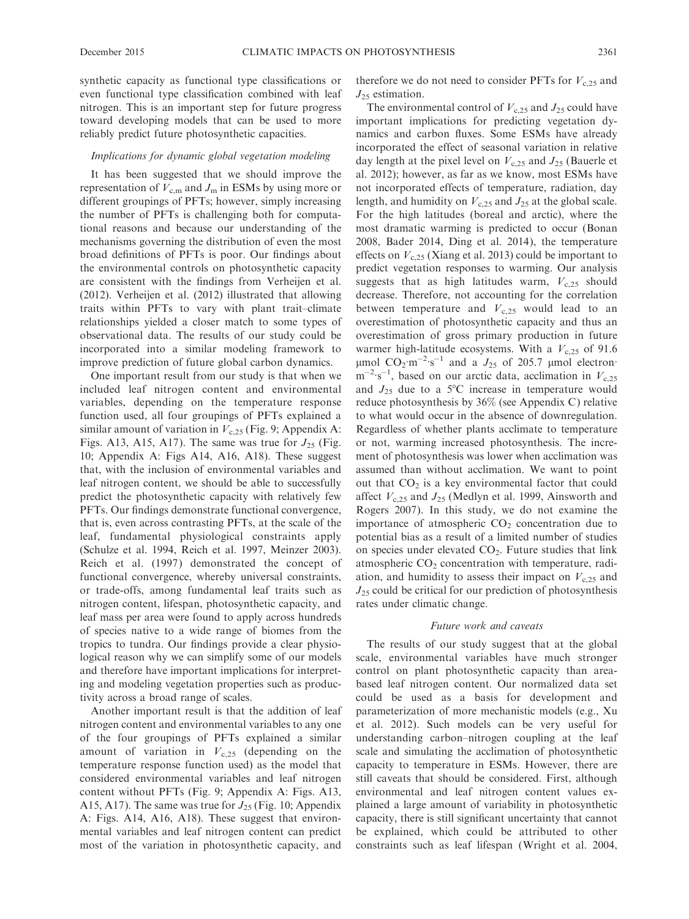synthetic capacity as functional type classifications or even functional type classification combined with leaf nitrogen. This is an important step for future progress toward developing models that can be used to more reliably predict future photosynthetic capacities.

### *Implications for dynamic global vegetation modeling*

It has been suggested that we should improve the representation of $V_{c,m}$ and $J_m$ in ESMs by using more or different groupings of PFTs; however, simply increasing the number of PFTs is challenging both for computational reasons and because our understanding of the mechanisms governing the distribution of even the most broad definitions of PFTs is poor. Our findings about the environmental controls on photosynthetic capacity are consistent with the findings from Verheijen et al. (2012). Verheijen et al. (2012) illustrated that allowing traits within PFTs to vary with plant trait–climate relationships yielded a closer match to some types of observational data. The results of our study could be incorporated into a similar modeling framework to improve prediction of future global carbon dynamics.

One important result from our study is that when we included leaf nitrogen content and environmental variables, depending on the temperature response function used, all four groupings of PFTs explained a similar amount of variation in $V_{c,25}$ (Fig. 9; Appendix A: Figs. A13, A15, A17). The same was true for $J_{25}$ (Fig. 10; Appendix A: Figs A14, A16, A18). These suggest that, with the inclusion of environmental variables and leaf nitrogen content, we should be able to successfully predict the photosynthetic capacity with relatively few PFTs. Our findings demonstrate functional convergence, that is, even across contrasting PFTs, at the scale of the leaf, fundamental physiological constraints apply (Schulze et al. 1994, Reich et al. 1997, Meinzer 2003). Reich et al. (1997) demonstrated the concept of functional convergence, whereby universal constraints, or trade-offs, among fundamental leaf traits such as nitrogen content, lifespan, photosynthetic capacity, and leaf mass per area were found to apply across hundreds of species native to a wide range of biomes from the tropics to tundra. Our findings provide a clear physiological reason why we can simplify some of our models and therefore have important implications for interpreting and modeling vegetation properties such as productivity across a broad range of scales.

Another important result is that the addition of leaf nitrogen content and environmental variables to any one of the four groupings of PFTs explained a similar amount of variation in $V_{c,25}$ (depending on the temperature response function used) as the model that considered environmental variables and leaf nitrogen content without PFTs (Fig. 9; Appendix A: Figs. A13, A15, A17). The same was true for $J_{25}$ (Fig. 10; Appendix A: Figs. A14, A16, A18). These suggest that environmental variables and leaf nitrogen content can predict most of the variation in photosynthetic capacity, and therefore we do not need to consider PFTs for $V_{c,25}$ and $J_{25}$ estimation.

The environmental control of $V_{c,25}$ and $J_{25}$ could have important implications for predicting vegetation dynamics and carbon fluxes. Some ESMs have already incorporated the effect of seasonal variation in relative day length at the pixel level on $V_{c,25}$ and $J_{25}$ (Bauerle et al. 2012); however, as far as we know, most ESMs have not incorporated effects of temperature, radiation, day length, and humidity on $V_{c,25}$ and $J_{25}$ at the global scale. For the high latitudes (boreal and arctic), where the most dramatic warming is predicted to occur (Bonan 2008, Bader 2014, Ding et al. 2014), the temperature effects on $V_{c,25}$ (Xiang et al. 2013) could be important to predict vegetation responses to warming. Our analysis suggests that as high latitudes warm, $V_{c,25}$ should decrease. Therefore, not accounting for the correlation between temperature and $V_{c,25}$ would lead to an overestimation of photosynthetic capacity and thus an overestimation of gross primary production in future warmer high-latitude ecosystems. With a $V_{c,25}$ of 91.6 μmol $CO_2 \cdot m^{-2} \cdot s^{-1}$ and a $J_{25}$ of 205.7 μmol electron$\cdot m^{-2} \cdot s^{-1}$, based on our arctic data, acclimation in $V_{c,25}$ and $J_{25}$ due to a 5°C increase in temperature would reduce photosynthesis by 36% (see Appendix C) relative to what would occur in the absence of downregulation. Regardless of whether plants acclimate to temperature or not, warming increased photosynthesis. The increment of photosynthesis was lower when acclimation was assumed than without acclimation. We want to point out that $CO_2$ is a key environmental factor that could affect $V_{c,25}$ and $J_{25}$ (Medlyn et al. 1999, Ainsworth and Rogers 2007). In this study, we do not examine the importance of atmospheric $CO_2$ concentration due to potential bias as a result of a limited number of studies on species under elevated $CO_2$. Future studies that link atmospheric $CO_2$ concentration with temperature, radiation, and humidity to assess their impact on $V_{c,25}$ and $J_{25}$ could be critical for our prediction of photosynthesis rates under climatic change.

### *Future work and caveats*

The results of our study suggest that at the global scale, environmental variables have much stronger control on plant photosynthetic capacity than area-based leaf nitrogen content. Our normalized data set could be used as a basis for development and parameterization of more mechanistic models (e.g., Xu et al. 2012). Such models can be very useful for understanding carbon–nitrogen coupling at the leaf scale and simulating the acclimation of photosynthetic capacity to temperature in ESMs. However, there are still caveats that should be considered. First, although environmental and leaf nitrogen content values explained a large amount of variability in photosynthetic capacity, there is still significant uncertainty that cannot be explained, which could be attributed to other constraints such as leaf lifespan (Wright et al. 2004,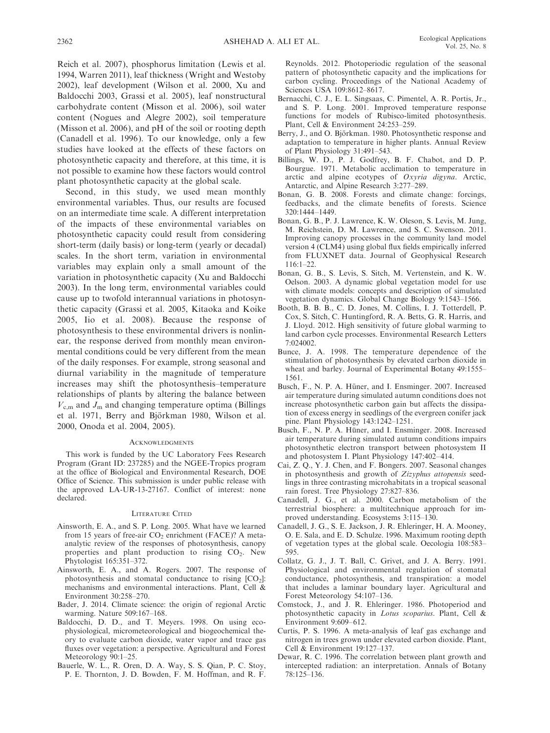Reich et al. 2007), phosphorus limitation (Lewis et al. 1994, Warren 2011), leaf thickness (Wright and Westoby 2002), leaf development (Wilson et al. 2000, Xu and Baldocchi 2003, Grassi et al. 2005), leaf nonstructural carbohydrate content (Misson et al. 2006), soil water content (Nogues and Alegre 2002), soil temperature (Misson et al. 2006), and pH of the soil or rooting depth (Canadell et al. 1996). To our knowledge, only a few studies have looked at the effects of these factors on photosynthetic capacity and therefore, at this time, it is not possible to examine how these factors would control plant photosynthetic capacity at the global scale.

Second, in this study, we used mean monthly environmental variables. Thus, our results are focused on an intermediate time scale. A different interpretation of the impacts of these environmental variables on photosynthetic capacity could result from considering short-term (daily basis) or long-term (yearly or decadal) scales. In the short term, variation in environmental variables may explain only a small amount of the variation in photosynthetic capacity (Xu and Baldocchi 2003). In the long term, environmental variables could cause up to twofold interannual variations in photosynthetic capacity (Grassi et al. 2005, Kitaoka and Koike 2005, Iio et al. 2008). Because the response of photosynthesis to these environmental drivers is nonlinear, the response derived from monthly mean environmental conditions could be very different from the mean of the daily responses. For example, strong seasonal and diurnal variability in the magnitude of temperature increases may shift the photosynthesis–temperature relationships of plants by altering the balance between $V_{c,m}$ and $J_m$ and changing temperature optima (Billings et al. 1971, Berry and Björkman 1980, Wilson et al. 2000, Onoda et al. 2004, 2005).

## Acknowledgments

This work is funded by the UC Laboratory Fees Research Program (Grant ID: 237285) and the NGEE-Tropics program at the office of Biological and Environmental Research, DOE Office of Science. This submission is under public release with the approved LA-UR-13-27167. Conflict of interest: none declared.

## Literature Cited

Ainsworth, E. A., and S. P. Long. 2005. What have we learned from 15 years of free-air $CO_2$ enrichment (FACE)? A meta-analytic review of the responses of photosynthesis, canopy properties and plant production to rising $CO_2$. New Phytologist 165:351–372.

Ainsworth, E. A., and A. Rogers. 2007. The response of photosynthesis and stomatal conductance to rising [$CO_2$]: mechanisms and environmental interactions. Plant, Cell & Environment 30:258–270.

Bader, J. 2014. Climate science: the origin of regional Arctic warming. Nature 509:167–168.

Baldocchi, D. D., and T. Meyers. 1998. On using eco-physiological, micrometeorological and biogeochemical theory to evaluate carbon dioxide, water vapor and trace gas fluxes over vegetation: a perspective. Agricultural and Forest Meteorology 90:1–25.

Bauerle, W. L., R. Oren, D. A. Way, S. S. Qian, P. C. Stoy, P. E. Thornton, J. D. Bowden, F. M. Hoffman, and R. F. Reynolds. 2012. Photoperiodic regulation of the seasonal pattern of photosynthetic capacity and the implications for carbon cycling. Proceedings of the National Academy of Sciences USA 109:8612–8617.

Bernacchi, C. J., E. L. Singsaas, C. Pimentel, A. R. Portis, Jr., and S. P. Long. 2001. Improved temperature response functions for models of Rubisco-limited photosynthesis. Plant, Cell & Environment 24:253–259.

Berry, J., and O. Björkman. 1980. Photosynthetic response and adaptation to temperature in higher plants. Annual Review of Plant Physiology 31:491–543.

Billings, W. D., P. J. Godfrey, B. F. Chabot, and D. P. Bourgue. 1971. Metabolic acclimation to temperature in arctic and alpine ecotypes of *Oxyria digyna*. Arctic, Antarctic, and Alpine Research 3:277–289.

Bonan, G. B. 2008. Forests and climate change: forcings, feedbacks, and the climate benefits of forests. Science 320:1444–1449.

Bonan, G. B., P. J. Lawrence, K. W. Oleson, S. Levis, M. Jung, M. Reichstein, D. M. Lawrence, and S. C. Swenson. 2011. Improving canopy processes in the community land model version 4 (CLM4) using global flux fields empirically inferred from FLUXNET data. Journal of Geophysical Research 116:1–22.

Bonan, G. B., S. Levis, S. Sitch, M. Vertenstein, and K. W. Oelson. 2003. A dynamic global vegetation model for use with climate models: concepts and description of simulated vegetation dynamics. Global Change Biology 9:1543–1566.

Booth, B. B. B., C. D. Jones, M. Collins, I. J. Totterdell, P. Cox, S. Sitch, C. Huntingford, R. A. Betts, G. R. Harris, and J. Lloyd. 2012. High sensitivity of future global warming to land carbon cycle processes. Environmental Research Letters 7:024002.

Bunce, J. A. 1998. The temperature dependence of the stimulation of photosynthesis by elevated carbon dioxide in wheat and barley. Journal of Experimental Botany 49:1555–1561.

Busch, F., N. P. A. Hüner, and I. Ensminger. 2007. Increased air temperature during simulated autumn conditions does not increase photosynthetic carbon gain but affects the dissipation of excess energy in seedlings of the evergreen conifer jack pine. Plant Physiology 143:1242–1251.

Busch, F., N. P. A. Hüner, and I. Ensminger. 2008. Increased air temperature during simulated autumn conditions impairs photosynthetic electron transport between photosystem II and photosystem I. Plant Physiology 147:402–414.

Cai, Z. Q., Y. J. Chen, and F. Bongers. 2007. Seasonal changes in photosynthesis and growth of *Zizyphus attopensis* seedlings in three contrasting microhabitats in a tropical seasonal rain forest. Tree Physiology 27:827–836.

Canadell, J. G., et al. 2000. Carbon metabolism of the terrestrial biosphere: a multitechnique approach for improved understanding. Ecosystems 3:115–130.

Canadell, J. G., S. E. Jackson, J. R. Ehleringer, H. A. Mooney, O. E. Sala, and E. D. Schulze. 1996. Maximum rooting depth of vegetation types at the global scale. Oecologia 108:583–595.

Collatz, G. J., J. T. Ball, C. Grivet, and J. A. Berry. 1991. Physiological and environmental regulation of stomatal conductance, photosynthesis, and transpiration: a model that includes a laminar boundary layer. Agricultural and Forest Meteorology 54:107–136.

Comstock, J., and J. R. Ehleringer. 1986. Photoperiod and photosynthetic capacity in *Lotus scoparius*. Plant, Cell & Environment 9:609–612.

Curtis, P. S. 1996. A meta-analysis of leaf gas exchange and nitrogen in trees grown under elevated carbon dioxide. Plant, Cell & Environment 19:127–137.

Dewar, R. C. 1996. The correlation between plant growth and intercepted radiation: an interpretation. Annals of Botany 78:125–136.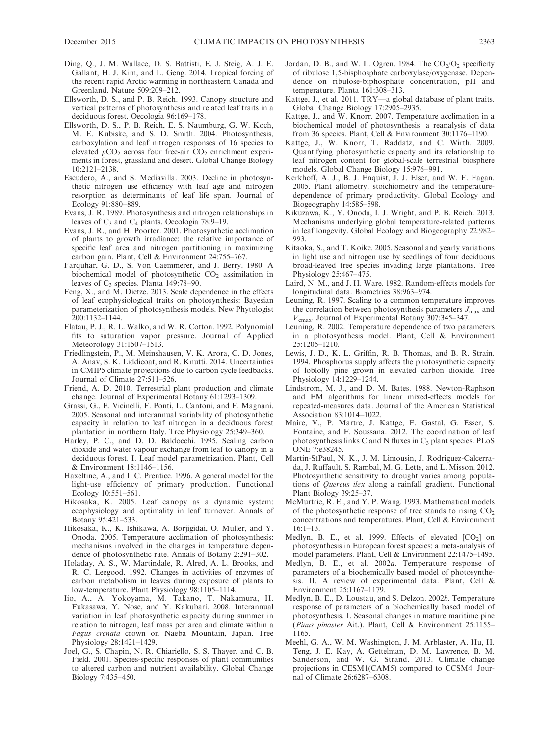Ding, Q., J. M. Wallace, D. S. Battisti, E. J. Steig, A. J. E. Gallant, H. J. Kim, and L. Geng. 2014. Tropical forcing of the recent rapid Arctic warming in northeastern Canada and Greenland. Nature 509:209–212.

Ellsworth, D. S., and P. B. Reich. 1993. Canopy structure and vertical patterns of photosynthesis and related leaf traits in a deciduous forest. Oecologia 96:169–178.

Ellsworth, D. S., P. B. Reich, E. S. Naumburg, G. W. Koch, M. E. Kubiske, and S. D. Smith. 2004. Photosynthesis, carboxylation and leaf nitrogen responses of 16 species to elevated $pCO_2$ across four free-air $CO_2$ enrichment experiments in forest, grassland and desert. Global Change Biology 10:2121–2138.

Escudero, A., and S. Mediavilla. 2003. Decline in photosynthetic nitrogen use efficiency with leaf age and nitrogen resorption as determinants of leaf life span. Journal of Ecology 91:880–889.

Evans, J. R. 1989. Photosynthesis and nitrogen relationships in leaves of $C_3$ and $C_4$ plants. Oecologia 78:9–19.

Evans, J. R., and H. Poorter. 2001. Photosynthetic acclimation of plants to growth irradiance: the relative importance of specific leaf area and nitrogen partitioning in maximizing carbon gain. Plant, Cell & Environment 24:755–767.

Farquhar, G. D., S. Von Caemmerer, and J. Berry. 1980. A biochemical model of photosynthetic $CO_2$ assimilation in leaves of $C_3$ species. Planta 149:78–90.

Feng, X., and M. Dietze. 2013. Scale dependence in the effects of leaf ecophysiological traits on photosynthesis: Bayesian parameterization of photosynthesis models. New Phytologist 200:1132–1144.

Flatau, P. J., R. L. Walko, and W. R. Cotton. 1992. Polynomial fits to saturation vapor pressure. Journal of Applied Meteorology 31:1507–1513.

Friedlingstein, P., M. Meinshausen, V. K. Arora, C. D. Jones, A. Anav, S. K. Liddicoat, and R. Knutti. 2014. Uncertainties in CMIP5 climate projections due to carbon cycle feedbacks. Journal of Climate 27:511–526.

Friend, A. D. 2010. Terrestrial plant production and climate change. Journal of Experimental Botany 61:1293–1309.

Grassi, G., E. Vicinelli, F. Ponti, L. Cantoni, and F. Magnani. 2005. Seasonal and interannual variability of photosynthetic capacity in relation to leaf nitrogen in a deciduous forest plantation in northern Italy. Tree Physiology 25:349–360.

Harley, P. C., and D. D. Baldocchi. 1995. Scaling carbon dioxide and water vapour exchange from leaf to canopy in a deciduous forest. I. Leaf model parametrization. Plant, Cell & Environment 18:1146–1156.

Haxeltine, A., and I. C. Prentice. 1996. A general model for the light-use efficiency of primary production. Functional Ecology 10:551–561.

Hikosaka, K. 2005. Leaf canopy as a dynamic system: ecophysiology and optimality in leaf turnover. Annals of Botany 95:421–533.

Hikosaka, K., K. Ishikawa, A. Borjigidai, O. Muller, and Y. Onoda. 2005. Temperature acclimation of photosynthesis: mechanisms involved in the changes in temperature dependence of photosynthetic rate. Annals of Botany 2:291–302.

Holaday, A. S., W. Martindale, R. Alred, A. L. Brooks, and R. C. Leegood. 1992. Changes in activities of enzymes of carbon metabolism in leaves during exposure of plants to low-temperature. Plant Physiology 98:1105–1114.

Iio, A., A. Yokoyama, M. Takano, T. Nakamura, H. Fukasawa, Y. Nose, and Y. Kakubari. 2008. Interannual variation in leaf photosynthetic capacity during summer in relation to nitrogen, leaf mass per area and climate within a *Fagus crenata* crown on Naeba Mountain, Japan. Tree Physiology 28:1421–1429.

Joel, G., S. Chapin, N. R. Chiariello, S. S. Thayer, and C. B. Field. 2001. Species-specific responses of plant communities to altered carbon and nutrient availability. Global Change Biology 7:435–450.

Jordan, D. B., and W. L. Ogren. 1984. The $CO_2/O_2$ specificity of ribulose 1,5-bisphosphate carboxylase/oxygenase. Dependence on ribulose-biphosphate concentration, pH and temperature. Planta 161:308–313.

Kattge, J., et al. 2011. TRY—a global database of plant traits. Global Change Biology 17:2905–2935.

Kattge, J., and W. Knorr. 2007. Temperature acclimation in a biochemical model of photosynthesis: a reanalysis of data from 36 species. Plant, Cell & Environment 30:1176–1190.

Kattge, J., W. Knorr, T. Raddatz, and C. Wirth. 2009. Quantifying photosynthetic capacity and its relationship to leaf nitrogen content for global-scale terrestrial biosphere models. Global Change Biology 15:976–991.

Kerkhoff, A. J., B. J. Enquist, J. J. Elser, and W. F. Fagan. 2005. Plant allometry, stoichiometry and the temperature-dependence of primary productivity. Global Ecology and Biogeography 14:585–598.

Kikuzawa, K., Y. Onoda, I. J. Wright, and P. B. Reich. 2013. Mechanisms underlying global temperature-related patterns in leaf longevity. Global Ecology and Biogeography 22:982–993.

Kitaoka, S., and T. Koike. 2005. Seasonal and yearly variations in light use and nitrogen use by seedlings of four deciduous broad-leaved tree species invading large plantations. Tree Physiology 25:467–475.

Laird, N. M., and J. H. Ware. 1982. Random-effects models for longitudinal data. Biometrics 38:963–974.

Leuning, R. 1997. Scaling to a common temperature improves the correlation between photosynthesis parameters $J_{max}$ and $V_{cmax}$. Journal of Experimental Botany 307:345–347.

Leuning, R. 2002. Temperature dependence of two parameters in a photosynthesis model. Plant, Cell & Environment 25:1205–1210.

Lewis, J. D., K. L. Griffin, R. B. Thomas, and B. R. Strain. 1994. Phosphorus supply affects the photosynthetic capacity of loblolly pine grown in elevated carbon dioxide. Tree Physiology 14:1229–1244.

Lindstrom, M. J., and D. M. Bates. 1988. Newton-Raphson and EM algorithms for linear mixed-effects models for repeated-measures data. Journal of the American Statistical Association 83:1014–1022.

Maire, V., P. Martre, J. Kattge, F. Gastal, G. Esser, S. Fontaine, and F. Soussana. 2012. The coordination of leaf photosynthesis links C and N fluxes in $C_3$ plant species. PLoS ONE 7:e38245.

Martin-StPaul, N. K., J. M. Limousin, J. Rodríguez-Calcerrada, J. Ruffault, S. Rambal, M. G. Letts, and L. Misson. 2012. Photosynthetic sensitivity to drought varies among populations of *Quercus ilex* along a rainfall gradient. Functional Plant Biology 39:25–37.

McMurtrie, R. E., and Y. P. Wang. 1993. Mathematical models of the photosynthetic response of tree stands to rising $CO_2$ concentrations and temperatures. Plant, Cell & Environment 16:1–13.

Medlyn, B. E., et al. 1999. Effects of elevated [$CO_2$] on photosynthesis in European forest species: a meta-analysis of model parameters. Plant, Cell & Environment 22:1475–1495.

Medlyn, B. E., et al. 2002*a*. Temperature response of parameters of a biochemically based model of photosynthesis. II. A review of experimental data. Plant, Cell & Environment 25:1167–1179.

Medlyn, B. E., D. Loustau, and S. Delzon. 2002*b*. Temperature response of parameters of a biochemically based model of photosynthesis. I. Seasonal changes in mature maritime pine (*Pinus pinaster* Ait.). Plant, Cell & Environment 25:1155–1165.

Meehl, G. A., W. M. Washington, J. M. Arblaster, A. Hu, H. Teng, J. E. Kay, A. Gettelman, D. M. Lawrence, B. M. Sanderson, and W. G. Strand. 2013. Climate change projections in CESM1(CAM5) compared to CCSM4. Journal of Climate 26:6287–6308.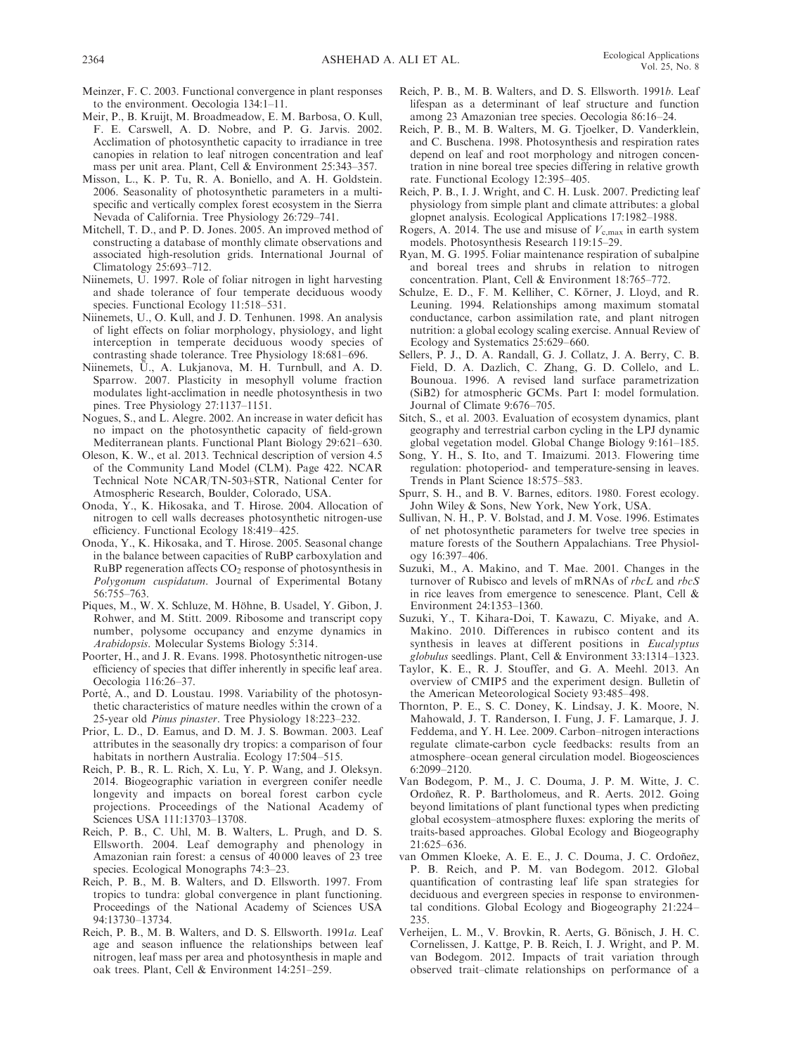Meinzer, F. C. 2003. Functional convergence in plant responses to the environment. Oecologia 134:1–11.

Meir, P., B. Kruijt, M. Broadmeadow, E. M. Barbosa, O. Kull, F. E. Carswell, A. D. Nobre, and P. G. Jarvis. 2002. Acclimation of photosynthetic capacity to irradiance in tree canopies in relation to leaf nitrogen concentration and leaf mass per unit area. Plant, Cell & Environment 25:343–357.

Misson, L., K. P. Tu, R. A. Boniello, and A. H. Goldstein. 2006. Seasonality of photosynthetic parameters in a multi-specific and vertically complex forest ecosystem in the Sierra Nevada of California. Tree Physiology 26:729–741.

Mitchell, T. D., and P. D. Jones. 2005. An improved method of constructing a database of monthly climate observations and associated high-resolution grids. International Journal of Climatology 25:693–712.

Niinemets, U. 1997. Role of foliar nitrogen in light harvesting and shade tolerance of four temperate deciduous woody species. Functional Ecology 11:518–531.

Niinemets, U., O. Kull, and J. D. Tenhunen. 1998. An analysis of light effects on foliar morphology, physiology, and light interception in temperate deciduous woody species of contrasting shade tolerance. Tree Physiology 18:681–696.

Niinemets, Ü., A. Lukjanova, M. H. Turnbull, and A. D. Sparrow. 2007. Plasticity in mesophyll volume fraction modulates light-acclimation in needle photosynthesis in two pines. Tree Physiology 27:1137–1151.

Nogues, S., and L. Alegre. 2002. An increase in water deficit has no impact on the photosynthetic capacity of field-grown Mediterranean plants. Functional Plant Biology 29:621–630.

Oleson, K. W., et al. 2013. Technical description of version 4.5 of the Community Land Model (CLM). Page 422. NCAR Technical Note NCAR/TN-503+STR, National Center for Atmospheric Research, Boulder, Colorado, USA.

Onoda, Y., K. Hikosaka, and T. Hirose. 2004. Allocation of nitrogen to cell walls decreases photosynthetic nitrogen-use efficiency. Functional Ecology 18:419–425.

Onoda, Y., K. Hikosaka, and T. Hirose. 2005. Seasonal change in the balance between capacities of RuBP carboxylation and RuBP regeneration affects $CO_2$ response of photosynthesis in *Polygonum cuspidatum*. Journal of Experimental Botany 56:755–763.

Piques, M., W. X. Schluze, M. Höhne, B. Usadel, Y. Gibon, J. Rohwer, and M. Stitt. 2009. Ribosome and transcript copy number, polysome occupancy and enzyme dynamics in *Arabidopsis*. Molecular Systems Biology 5:314.

Poorter, H., and J. R. Evans. 1998. Photosynthetic nitrogen-use efficiency of species that differ inherently in specific leaf area. Oecologia 116:26–37.

Porté, A., and D. Loustau. 1998. Variability of the photosynthetic characteristics of mature needles within the crown of a 25-year old *Pinus pinaster*. Tree Physiology 18:223–232.

Prior, L. D., D. Eamus, and D. M. J. S. Bowman. 2003. Leaf attributes in the seasonally dry tropics: a comparison of four habitats in northern Australia. Ecology 17:504–515.

Reich, P. B., R. L. Rich, X. Lu, Y. P. Wang, and J. Oleksyn. 2014. Biogeographic variation in evergreen conifer needle longevity and impacts on boreal forest carbon cycle projections. Proceedings of the National Academy of Sciences USA 111:13703–13708.

Reich, P. B., C. Uhl, M. B. Walters, L. Prugh, and D. S. Ellsworth. 2004. Leaf demography and phenology in Amazonian rain forest: a census of 40 000 leaves of 23 tree species. Ecological Monographs 74:3–23.

Reich, P. B., M. B. Walters, and D. Ellsworth. 1997. From tropics to tundra: global convergence in plant functioning. Proceedings of the National Academy of Sciences USA 94:13730–13734.

Reich, P. B., M. B. Walters, and D. S. Ellsworth. 1991*a*. Leaf age and season influence the relationships between leaf nitrogen, leaf mass per area and photosynthesis in maple and oak trees. Plant, Cell & Environment 14:251–259.

Reich, P. B., M. B. Walters, and D. S. Ellsworth. 1991*b*. Leaf lifespan as a determinant of leaf structure and function among 23 Amazonian tree species. Oecologia 86:16–24.

Reich, P. B., M. B. Walters, M. G. Tjoelker, D. Vanderklein, and C. Buschena. 1998. Photosynthesis and respiration rates depend on leaf and root morphology and nitrogen concentration in nine boreal tree species differing in relative growth rate. Functional Ecology 12:395–405.

Reich, P. B., I. J. Wright, and C. H. Lusk. 2007. Predicting leaf physiology from simple plant and climate attributes: a global glopnet analysis. Ecological Applications 17:1982–1988.

Rogers, A. 2014. The use and misuse of $V_{c,max}$ in earth system models. Photosynthesis Research 119:15–29.

Ryan, M. G. 1995. Foliar maintenance respiration of subalpine and boreal trees and shrubs in relation to nitrogen concentration. Plant, Cell & Environment 18:765–772.

Schulze, E. D., F. M. Kelliher, C. Körner, J. Lloyd, and R. Leuning. 1994. Relationships among maximum stomatal conductance, carbon assimilation rate, and plant nitrogen nutrition: a global ecology scaling exercise. Annual Review of Ecology and Systematics 25:629–660.

Sellers, P. J., D. A. Randall, G. J. Collatz, J. A. Berry, C. B. Field, D. A. Dazlich, C. Zhang, G. D. Collelo, and L. Bounoua. 1996. A revised land surface parametrization (SiB2) for atmospheric GCMs. Part I: model formulation. Journal of Climate 9:676–705.

Sitch, S., et al. 2003. Evaluation of ecosystem dynamics, plant geography and terrestrial carbon cycling in the LPJ dynamic global vegetation model. Global Change Biology 9:161–185.

Song, Y. H., S. Ito, and T. Imaizumi. 2013. Flowering time regulation: photoperiod- and temperature-sensing in leaves. Trends in Plant Science 18:575–583.

Spurr, S. H., and B. V. Barnes, editors. 1980. Forest ecology. John Wiley & Sons, New York, New York, USA.

Sullivan, N. H., P. V. Bolstad, and J. M. Vose. 1996. Estimates of net photosynthetic parameters for twelve tree species in mature forests of the Southern Appalachians. Tree Physiology 16:397–406.

Suzuki, M., A. Makino, and T. Mae. 2001. Changes in the turnover of Rubisco and levels of mRNAs of *rbcL* and *rbcS* in rice leaves from emergence to senescence. Plant, Cell & Environment 24:1353–1360.

Suzuki, Y., T. Kihara-Doi, T. Kawazu, C. Miyake, and A. Makino. 2010. Differences in rubisco content and its synthesis in leaves at different positions in *Eucalyptus globulus* seedlings. Plant, Cell & Environment 33:1314–1323.

Taylor, K. E., R. J. Stouffer, and G. A. Meehl. 2013. An overview of CMIP5 and the experiment design. Bulletin of the American Meteorological Society 93:485–498.

Thornton, P. E., S. C. Doney, K. Lindsay, J. K. Moore, N. Mahowald, J. T. Randerson, I. Fung, J. F. Lamarque, J. J. Feddema, and Y. H. Lee. 2009. Carbon–nitrogen interactions regulate climate-carbon cycle feedbacks: results from an atmosphere–ocean general circulation model. Biogeosciences 6:2099–2120.

Van Bodegom, P. M., J. C. Douma, J. P. M. Witte, J. C. Ordoñez, R. P. Bartholomeus, and R. Aerts. 2012. Going beyond limitations of plant functional types when predicting global ecosystem–atmosphere fluxes: exploring the merits of traits-based approaches. Global Ecology and Biogeography 21:625–636.

van Ommen Kloeke, A. E. E., J. C. Douma, J. C. Ordoñez, P. B. Reich, and P. M. van Bodegom. 2012. Global quantification of contrasting leaf life span strategies for deciduous and evergreen species in response to environmental conditions. Global Ecology and Biogeography 21:224–235.

Verheijen, L. M., V. Brovkin, R. Aerts, G. Bönisch, J. H. C. Cornelissen, J. Kattge, P. B. Reich, I. J. Wright, and P. M. van Bodegom. 2012. Impacts of trait variation through observed trait–climate relationships on performance of a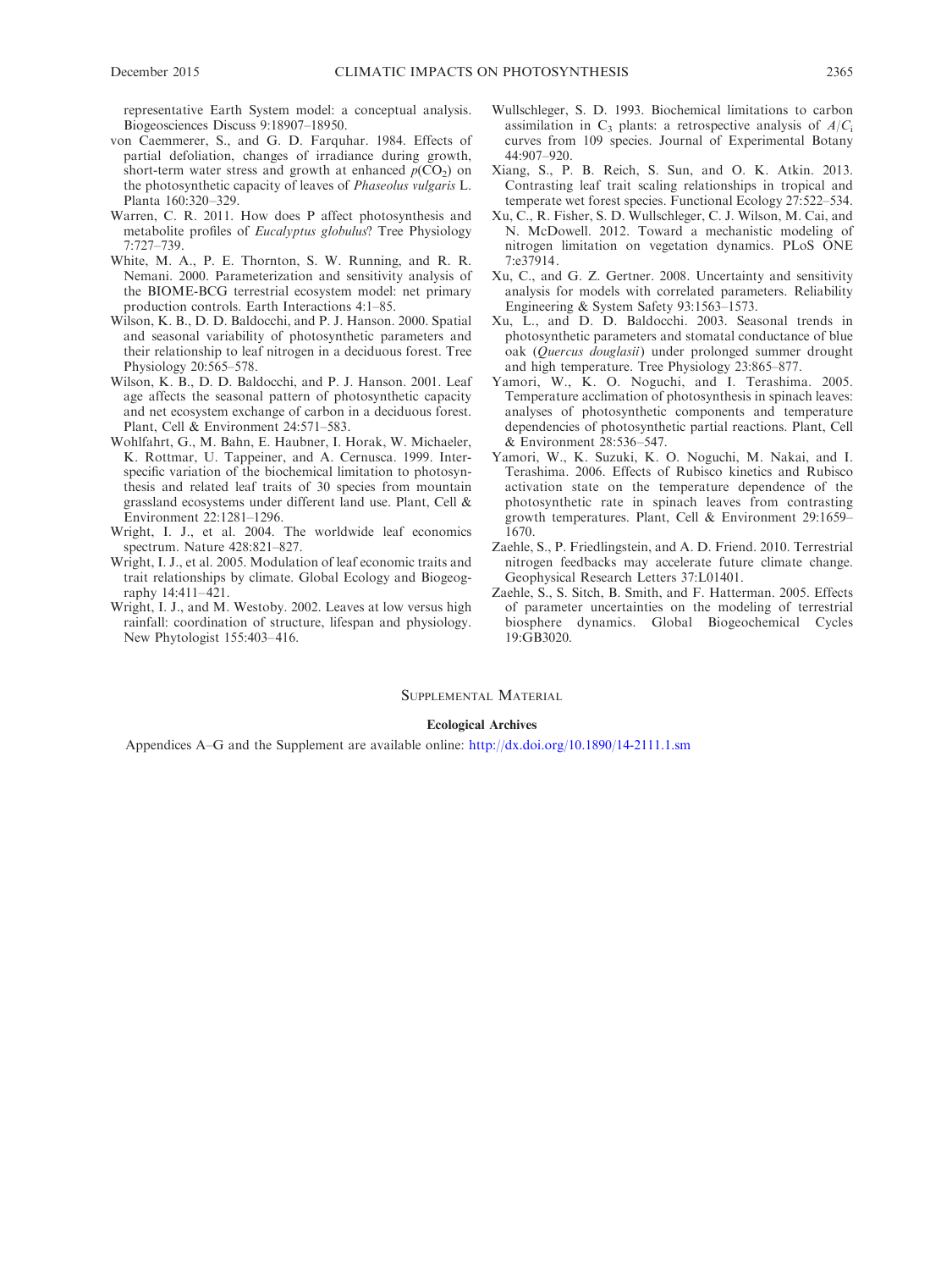representative Earth System model: a conceptual analysis. Biogeosciences Discuss 9:18907–18950.

von Caemmerer, S., and G. D. Farquhar. 1984. Effects of partial defoliation, changes of irradiance during growth, short-term water stress and growth at enhanced $p(CO_2)$ on the photosynthetic capacity of leaves of *Phaseolus vulgaris* L. Planta 160:320–329.

Warren, C. R. 2011. How does P affect photosynthesis and metabolite profiles of *Eucalyptus globulus*? Tree Physiology 7:727–739.

White, M. A., P. E. Thornton, S. W. Running, and R. R. Nemani. 2000. Parameterization and sensitivity analysis of the BIOME-BCG terrestrial ecosystem model: net primary production controls. Earth Interactions 4:1–85.

Wilson, K. B., D. D. Baldocchi, and P. J. Hanson. 2000. Spatial and seasonal variability of photosynthetic parameters and their relationship to leaf nitrogen in a deciduous forest. Tree Physiology 20:565–578.

Wilson, K. B., D. D. Baldocchi, and P. J. Hanson. 2001. Leaf age affects the seasonal pattern of photosynthetic capacity and net ecosystem exchange of carbon in a deciduous forest. Plant, Cell & Environment 24:571–583.

Wohlfahrt, G., M. Bahn, E. Haubner, I. Horak, W. Michaeler, K. Rottmar, U. Tappeiner, and A. Cernusca. 1999. Inter-specific variation of the biochemical limitation to photosynthesis and related leaf traits of 30 species from mountain grassland ecosystems under different land use. Plant, Cell & Environment 22:1281–1296.

Wright, I. J., et al. 2004. The worldwide leaf economics spectrum. Nature 428:821–827.

Wright, I. J., et al. 2005. Modulation of leaf economic traits and trait relationships by climate. Global Ecology and Biogeography 14:411–421.

Wright, I. J., and M. Westoby. 2002. Leaves at low versus high rainfall: coordination of structure, lifespan and physiology. New Phytologist 155:403–416.

Wullschleger, S. D. 1993. Biochemical limitations to carbon assimilation in $C_3$ plants: a retrospective analysis of $A/C_i$ curves from 109 species. Journal of Experimental Botany 44:907–920.

Xiang, S., P. B. Reich, S. Sun, and O. K. Atkin. 2013. Contrasting leaf trait scaling relationships in tropical and temperate wet forest species. Functional Ecology 27:522–534.

Xu, C., R. Fisher, S. D. Wullschleger, C. J. Wilson, M. Cai, and N. McDowell. 2012. Toward a mechanistic modeling of nitrogen limitation on vegetation dynamics. PLoS ONE 7:e37914.

Xu, C., and G. Z. Gertner. 2008. Uncertainty and sensitivity analysis for models with correlated parameters. Reliability Engineering & System Safety 93:1563–1573.

Xu, L., and D. D. Baldocchi. 2003. Seasonal trends in photosynthetic parameters and stomatal conductance of blue oak (*Quercus douglasii*) under prolonged summer drought and high temperature. Tree Physiology 23:865–877.

Yamori, W., K. O. Noguchi, and I. Terashima. 2005. Temperature acclimation of photosynthesis in spinach leaves: analyses of photosynthetic components and temperature dependencies of photosynthetic partial reactions. Plant, Cell & Environment 28:536–547.

Yamori, W., K. Suzuki, K. O. Noguchi, M. Nakai, and I. Terashima. 2006. Effects of Rubisco kinetics and Rubisco activation state on the temperature dependence of the photosynthetic rate in spinach leaves from contrasting growth temperatures. Plant, Cell & Environment 29:1659–1670.

Zaehle, S., P. Friedlingstein, and A. D. Friend. 2010. Terrestrial nitrogen feedbacks may accelerate future climate change. Geophysical Research Letters 37:L01401.

Zaehle, S., S. Sitch, B. Smith, and F. Hatterman. 2005. Effects of parameter uncertainties on the modeling of terrestrial biosphere dynamics. Global Biogeochemical Cycles 19:GB3020.

## Supplemental Material

**Ecological Archives**

Appendices A–G and the Supplement are available online: http://dx.doi.org/10.1890/14-2111.1.sm